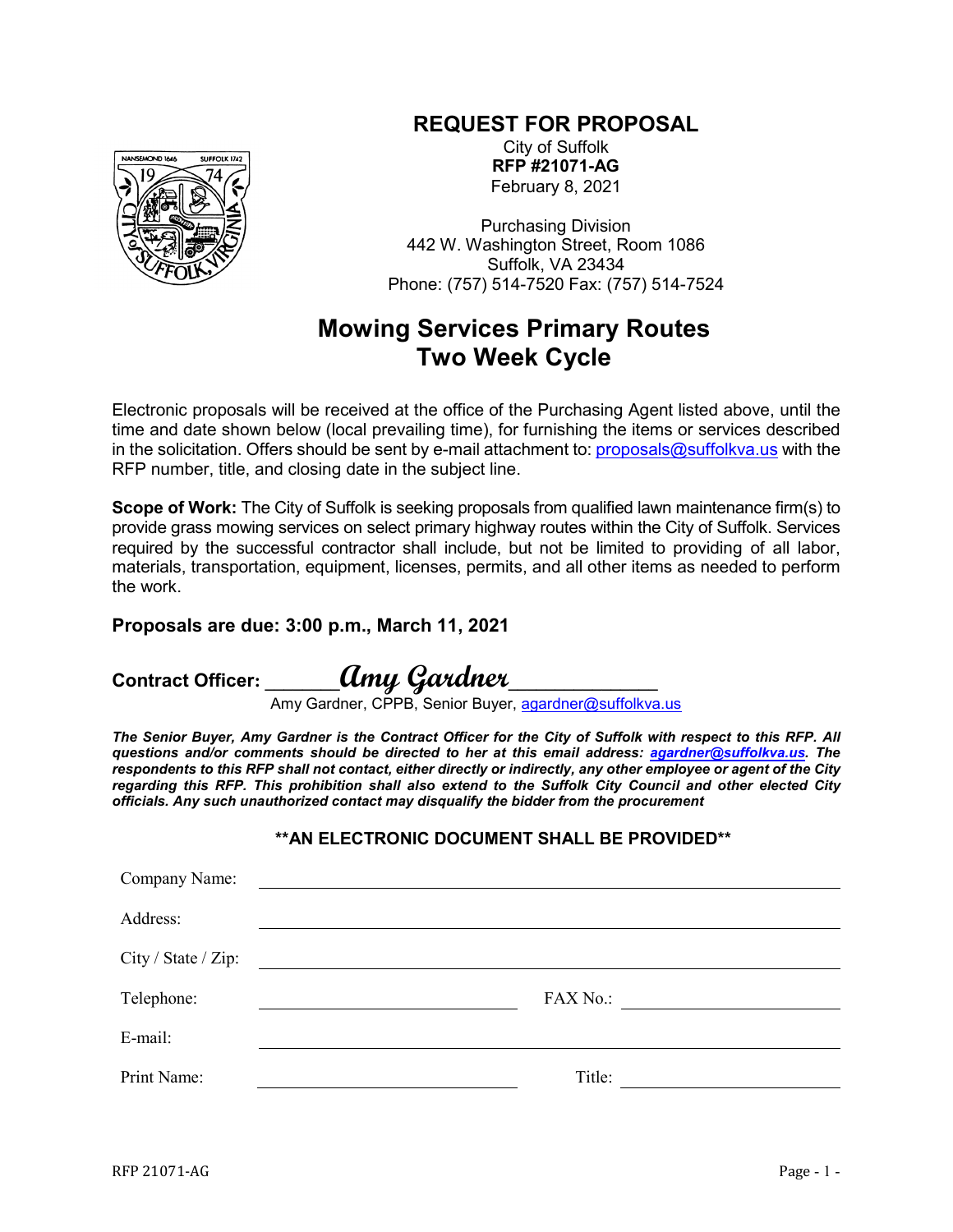# REQUEST FOR PROPOSAL

City of Suffolk
**RFP #21071-AG**
February 8, 2021

Purchasing Division
442 W. Washington Street, Room 1086
Suffolk, VA 23434
Phone: (757) 514-7520 Fax: (757) 514-7524

## Mowing Services Primary Routes
## Two Week Cycle

Electronic proposals will be received at the office of the Purchasing Agent listed above, until the time and date shown below (local prevailing time), for furnishing the items or services described in the solicitation. Offers should be sent by e-mail attachment to: proposals@suffolkva.us with the RFP number, title, and closing date in the subject line.

**Scope of Work:** The City of Suffolk is seeking proposals from qualified lawn maintenance firm(s) to provide grass mowing services on select primary highway routes within the City of Suffolk. Services required by the successful contractor shall include, but not be limited to providing of all labor, materials, transportation, equipment, licenses, permits, and all other items as needed to perform the work.

**Proposals are due: 3:00 p.m., March 11, 2021**

**Contract Officer:** ______*Amy Gardner*____________
Amy Gardner, CPPB, Senior Buyer, agardner@suffolkva.us

***The Senior Buyer, Amy Gardner is the Contract Officer for the City of Suffolk with respect to this RFP. All questions and/or comments should be directed to her at this email address: agardner@suffolkva.us. The respondents to this RFP shall not contact, either directly or indirectly, any other employee or agent of the City regarding this RFP. This prohibition shall also extend to the Suffolk City Council and other elected City officials. Any such unauthorized contact may disqualify the bidder from the procurement***

**\*\*AN ELECTRONIC DOCUMENT SHALL BE PROVIDED\*\***

Company Name: ______________________________

Address: ______________________________

City / State / Zip: ______________________________

Telephone: ______________ FAX No.: ______________

E-mail: ______________________________

Print Name: ______________ Title: ______________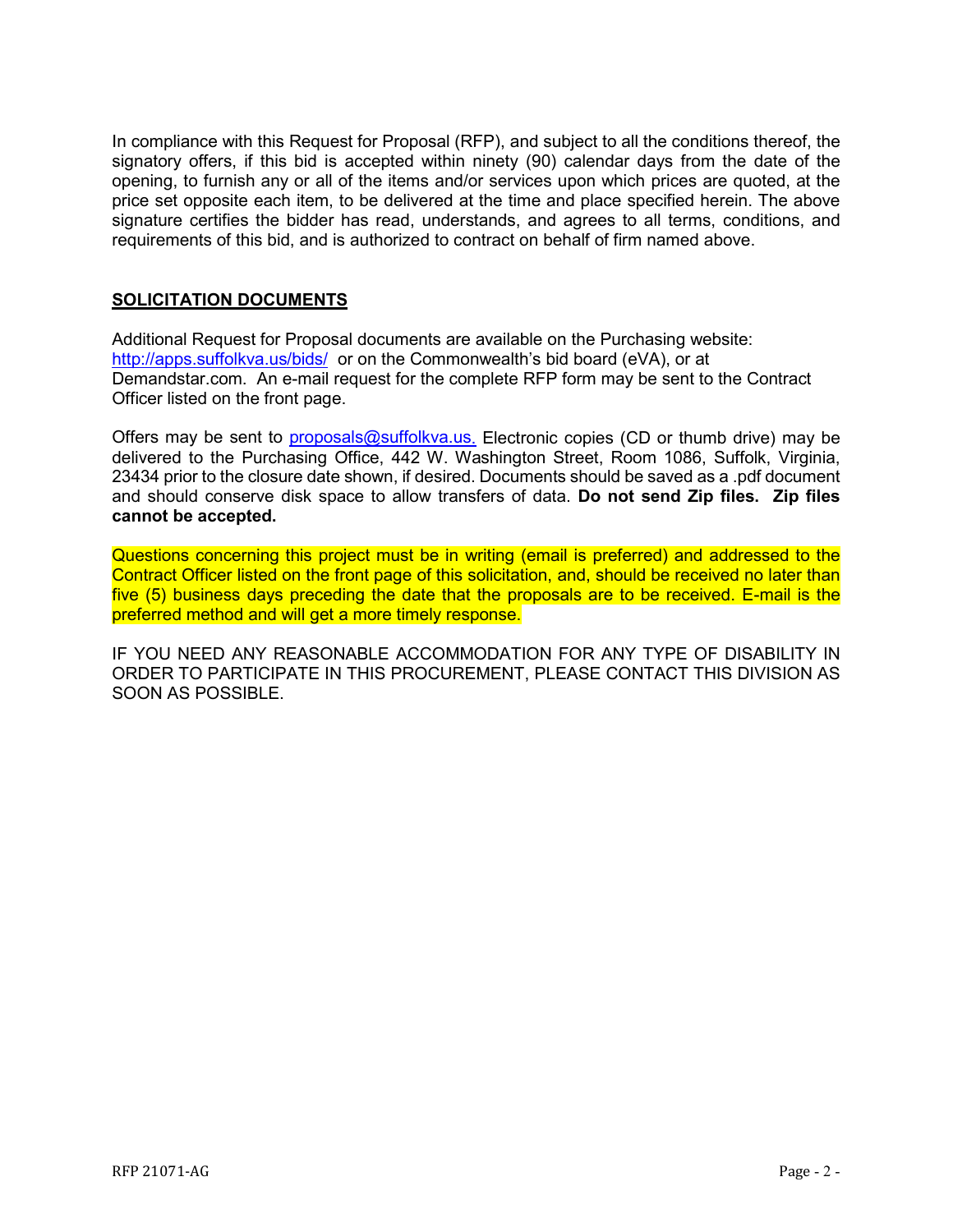In compliance with this Request for Proposal (RFP), and subject to all the conditions thereof, the signatory offers, if this bid is accepted within ninety (90) calendar days from the date of the opening, to furnish any or all of the items and/or services upon which prices are quoted, at the price set opposite each item, to be delivered at the time and place specified herein. The above signature certifies the bidder has read, understands, and agrees to all terms, conditions, and requirements of this bid, and is authorized to contract on behalf of firm named above.

## SOLICITATION DOCUMENTS

Additional Request for Proposal documents are available on the Purchasing website: http://apps.suffolkva.us/bids/ or on the Commonwealth's bid board (eVA), or at Demandstar.com. An e-mail request for the complete RFP form may be sent to the Contract Officer listed on the front page.

Offers may be sent to proposals@suffolkva.us. Electronic copies (CD or thumb drive) may be delivered to the Purchasing Office, 442 W. Washington Street, Room 1086, Suffolk, Virginia, 23434 prior to the closure date shown, if desired. Documents should be saved as a .pdf document and should conserve disk space to allow transfers of data. **Do not send Zip files. Zip files cannot be accepted.**

Questions concerning this project must be in writing (email is preferred) and addressed to the Contract Officer listed on the front page of this solicitation, and, should be received no later than five (5) business days preceding the date that the proposals are to be received. E-mail is the preferred method and will get a more timely response.

IF YOU NEED ANY REASONABLE ACCOMMODATION FOR ANY TYPE OF DISABILITY IN ORDER TO PARTICIPATE IN THIS PROCUREMENT, PLEASE CONTACT THIS DIVISION AS SOON AS POSSIBLE.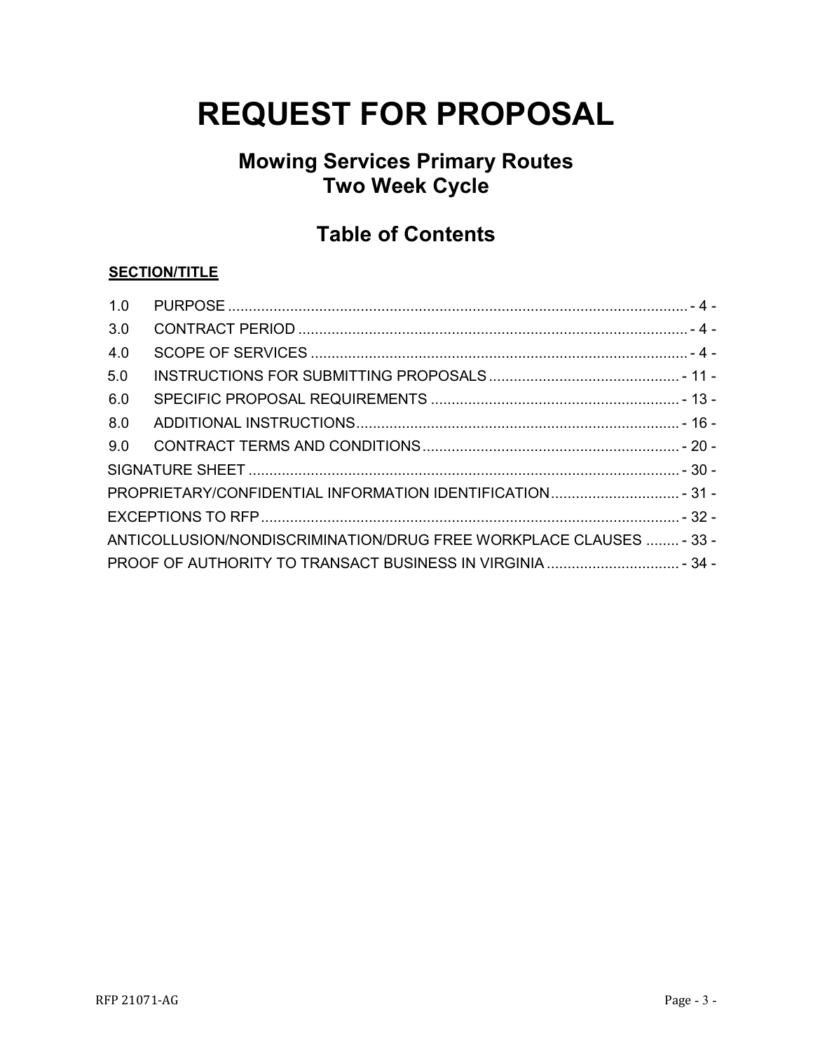# REQUEST FOR PROPOSAL

## Mowing Services Primary Routes
## Two Week Cycle

## Table of Contents

**SECTION/TITLE**

| | | |
|---|---|---|
| 1.0 | PURPOSE | - 4 - |
| 3.0 | CONTRACT PERIOD | - 4 - |
| 4.0 | SCOPE OF SERVICES | - 4 - |
| 5.0 | INSTRUCTIONS FOR SUBMITTING PROPOSALS | - 11 - |
| 6.0 | SPECIFIC PROPOSAL REQUIREMENTS | - 13 - |
| 8.0 | ADDITIONAL INSTRUCTIONS | - 16 - |
| 9.0 | CONTRACT TERMS AND CONDITIONS | - 20 - |
| | SIGNATURE SHEET | - 30 - |
| | PROPRIETARY/CONFIDENTIAL INFORMATION IDENTIFICATION | - 31 - |
| | EXCEPTIONS TO RFP | - 32 - |
| | ANTICOLLUSION/NONDISCRIMINATION/DRUG FREE WORKPLACE CLAUSES | - 33 - |
| | PROOF OF AUTHORITY TO TRANSACT BUSINESS IN VIRGINIA | - 34 - |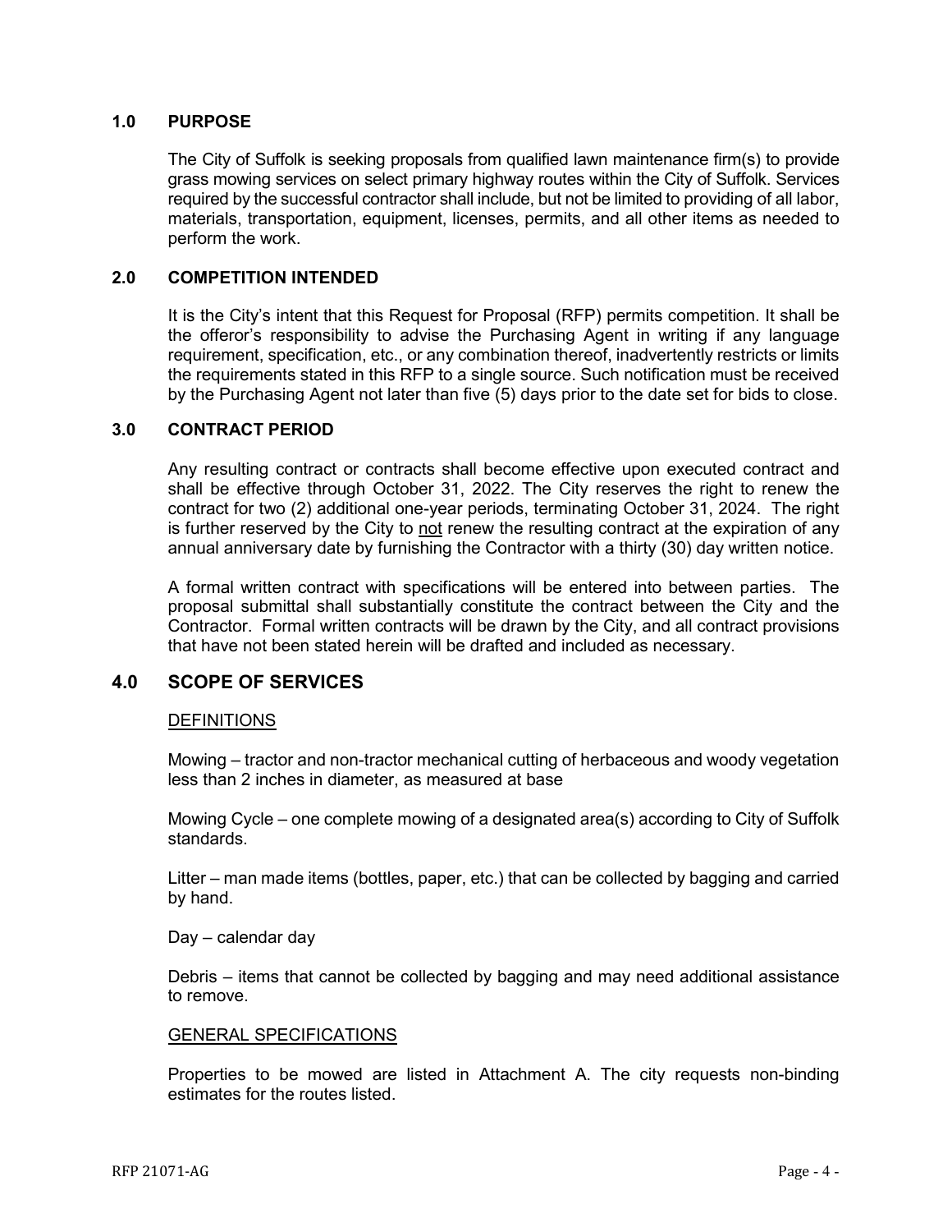## 1.0 PURPOSE

The City of Suffolk is seeking proposals from qualified lawn maintenance firm(s) to provide grass mowing services on select primary highway routes within the City of Suffolk. Services required by the successful contractor shall include, but not be limited to providing of all labor, materials, transportation, equipment, licenses, permits, and all other items as needed to perform the work.

## 2.0 COMPETITION INTENDED

It is the City's intent that this Request for Proposal (RFP) permits competition. It shall be the offeror's responsibility to advise the Purchasing Agent in writing if any language requirement, specification, etc., or any combination thereof, inadvertently restricts or limits the requirements stated in this RFP to a single source. Such notification must be received by the Purchasing Agent not later than five (5) days prior to the date set for bids to close.

## 3.0 CONTRACT PERIOD

Any resulting contract or contracts shall become effective upon executed contract and shall be effective through October 31, 2022. The City reserves the right to renew the contract for two (2) additional one-year periods, terminating October 31, 2024. The right is further reserved by the City to not renew the resulting contract at the expiration of any annual anniversary date by furnishing the Contractor with a thirty (30) day written notice.

A formal written contract with specifications will be entered into between parties. The proposal submittal shall substantially constitute the contract between the City and the Contractor. Formal written contracts will be drawn by the City, and all contract provisions that have not been stated herein will be drafted and included as necessary.

## 4.0 SCOPE OF SERVICES

DEFINITIONS

Mowing – tractor and non-tractor mechanical cutting of herbaceous and woody vegetation less than 2 inches in diameter, as measured at base

Mowing Cycle – one complete mowing of a designated area(s) according to City of Suffolk standards.

Litter – man made items (bottles, paper, etc.) that can be collected by bagging and carried by hand.

Day – calendar day

Debris – items that cannot be collected by bagging and may need additional assistance to remove.

GENERAL SPECIFICATIONS

Properties to be mowed are listed in Attachment A. The city requests non-binding estimates for the routes listed.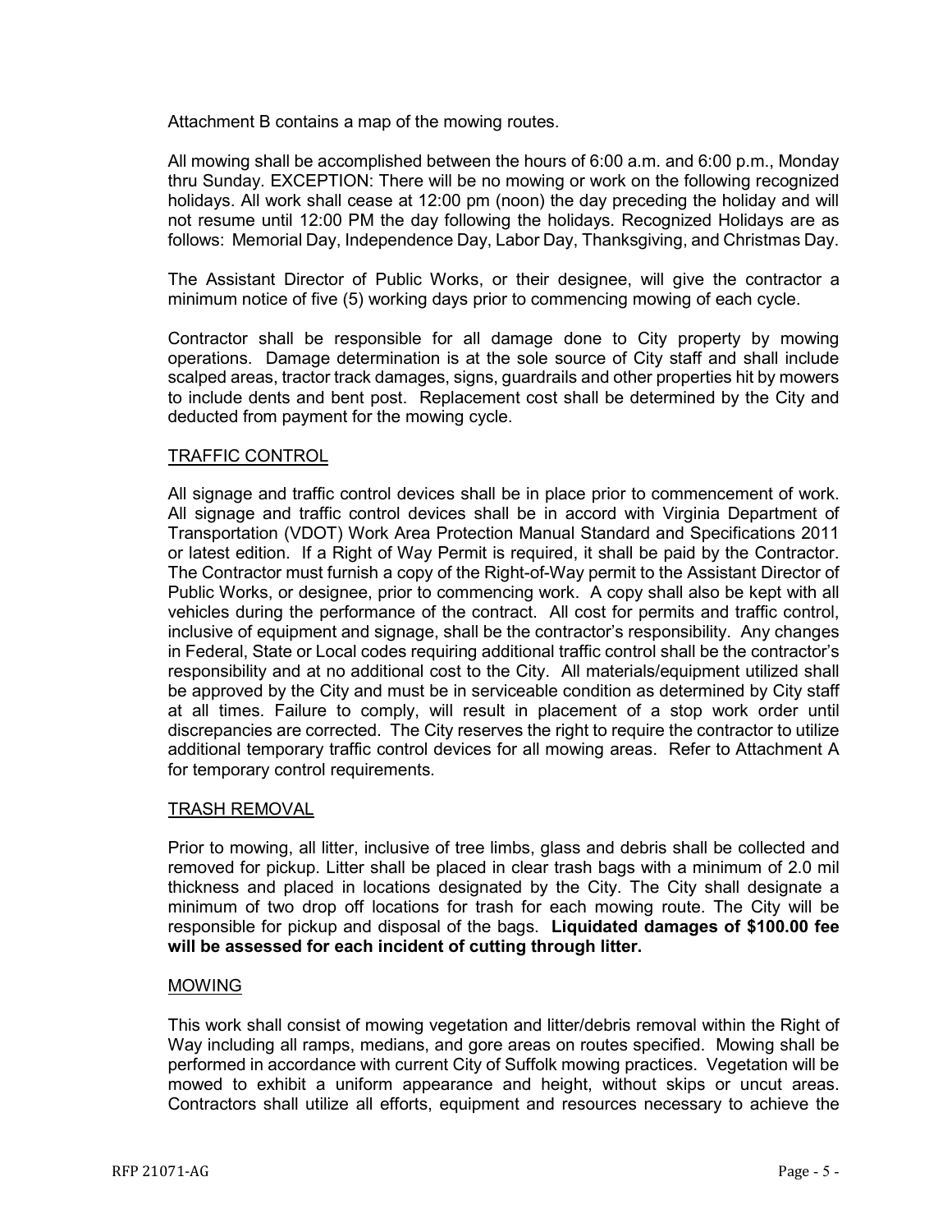Attachment B contains a map of the mowing routes.

All mowing shall be accomplished between the hours of 6:00 a.m. and 6:00 p.m., Monday thru Sunday. EXCEPTION: There will be no mowing or work on the following recognized holidays. All work shall cease at 12:00 pm (noon) the day preceding the holiday and will not resume until 12:00 PM the day following the holidays. Recognized Holidays are as follows: Memorial Day, Independence Day, Labor Day, Thanksgiving, and Christmas Day.

The Assistant Director of Public Works, or their designee, will give the contractor a minimum notice of five (5) working days prior to commencing mowing of each cycle.

Contractor shall be responsible for all damage done to City property by mowing operations. Damage determination is at the sole source of City staff and shall include scalped areas, tractor track damages, signs, guardrails and other properties hit by mowers to include dents and bent post. Replacement cost shall be determined by the City and deducted from payment for the mowing cycle.

## TRAFFIC CONTROL

All signage and traffic control devices shall be in place prior to commencement of work. All signage and traffic control devices shall be in accord with Virginia Department of Transportation (VDOT) Work Area Protection Manual Standard and Specifications 2011 or latest edition. If a Right of Way Permit is required, it shall be paid by the Contractor. The Contractor must furnish a copy of the Right-of-Way permit to the Assistant Director of Public Works, or designee, prior to commencing work. A copy shall also be kept with all vehicles during the performance of the contract. All cost for permits and traffic control, inclusive of equipment and signage, shall be the contractor's responsibility. Any changes in Federal, State or Local codes requiring additional traffic control shall be the contractor's responsibility and at no additional cost to the City. All materials/equipment utilized shall be approved by the City and must be in serviceable condition as determined by City staff at all times. Failure to comply, will result in placement of a stop work order until discrepancies are corrected. The City reserves the right to require the contractor to utilize additional temporary traffic control devices for all mowing areas. Refer to Attachment A for temporary control requirements.

## TRASH REMOVAL

Prior to mowing, all litter, inclusive of tree limbs, glass and debris shall be collected and removed for pickup. Litter shall be placed in clear trash bags with a minimum of 2.0 mil thickness and placed in locations designated by the City. The City shall designate a minimum of two drop off locations for trash for each mowing route. The City will be responsible for pickup and disposal of the bags. **Liquidated damages of $100.00 fee will be assessed for each incident of cutting through litter.**

## MOWING

This work shall consist of mowing vegetation and litter/debris removal within the Right of Way including all ramps, medians, and gore areas on routes specified. Mowing shall be performed in accordance with current City of Suffolk mowing practices. Vegetation will be mowed to exhibit a uniform appearance and height, without skips or uncut areas. Contractors shall utilize all efforts, equipment and resources necessary to achieve the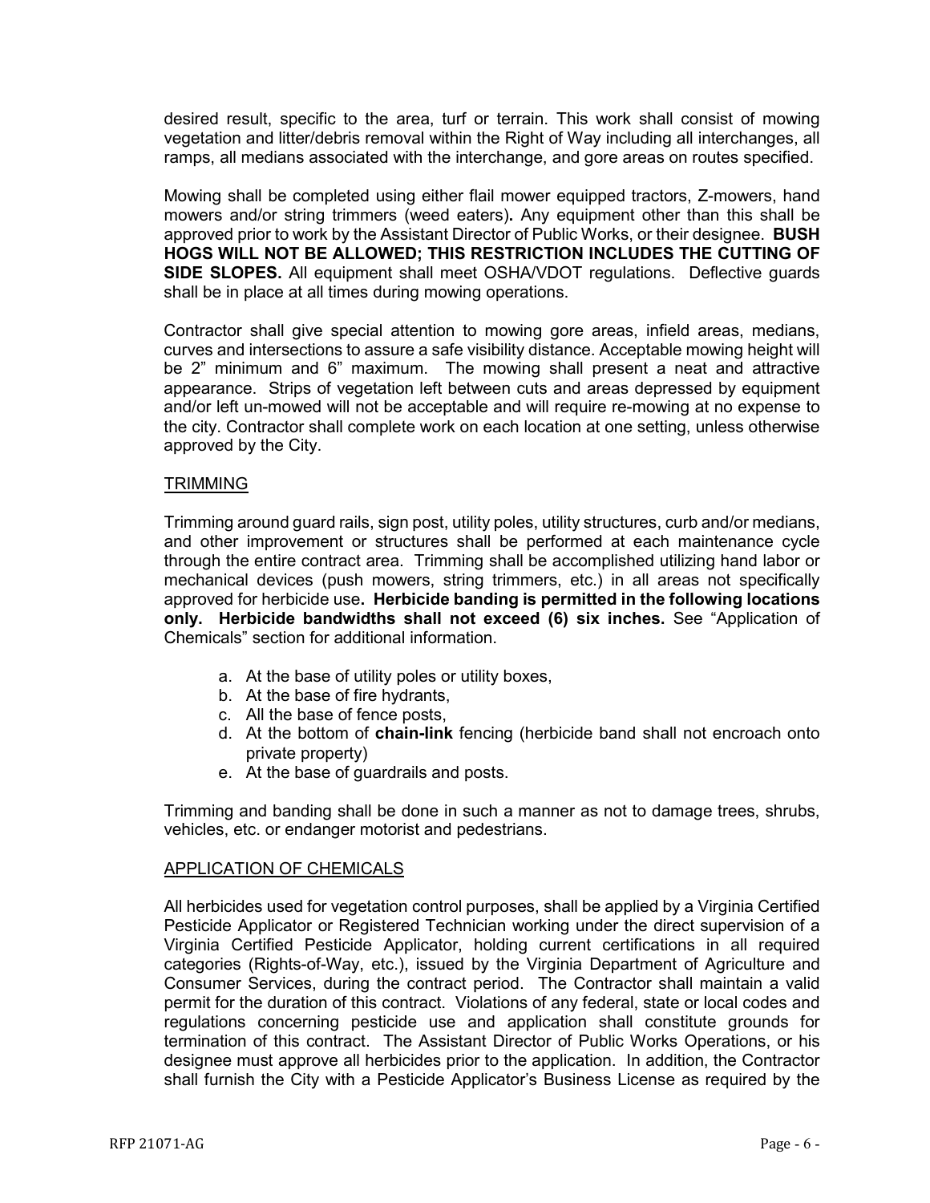desired result, specific to the area, turf or terrain. This work shall consist of mowing vegetation and litter/debris removal within the Right of Way including all interchanges, all ramps, all medians associated with the interchange, and gore areas on routes specified.

Mowing shall be completed using either flail mower equipped tractors, Z-mowers, hand mowers and/or string trimmers (weed eaters)**.** Any equipment other than this shall be approved prior to work by the Assistant Director of Public Works, or their designee. **BUSH HOGS WILL NOT BE ALLOWED; THIS RESTRICTION INCLUDES THE CUTTING OF SIDE SLOPES.** All equipment shall meet OSHA/VDOT regulations. Deflective guards shall be in place at all times during mowing operations.

Contractor shall give special attention to mowing gore areas, infield areas, medians, curves and intersections to assure a safe visibility distance. Acceptable mowing height will be 2" minimum and 6" maximum. The mowing shall present a neat and attractive appearance. Strips of vegetation left between cuts and areas depressed by equipment and/or left un-mowed will not be acceptable and will require re-mowing at no expense to the city. Contractor shall complete work on each location at one setting, unless otherwise approved by the City.

<u>TRIMMING</u>

Trimming around guard rails, sign post, utility poles, utility structures, curb and/or medians, and other improvement or structures shall be performed at each maintenance cycle through the entire contract area. Trimming shall be accomplished utilizing hand labor or mechanical devices (push mowers, string trimmers, etc.) in all areas not specifically approved for herbicide use**. Herbicide banding is permitted in the following locations only. Herbicide bandwidths shall not exceed (6) six inches.** See "Application of Chemicals" section for additional information.

a. At the base of utility poles or utility boxes,
b. At the base of fire hydrants,
c. All the base of fence posts,
d. At the bottom of **chain-link** fencing (herbicide band shall not encroach onto private property)
e. At the base of guardrails and posts.

Trimming and banding shall be done in such a manner as not to damage trees, shrubs, vehicles, etc. or endanger motorist and pedestrians.

<u>APPLICATION OF CHEMICALS</u>

All herbicides used for vegetation control purposes, shall be applied by a Virginia Certified Pesticide Applicator or Registered Technician working under the direct supervision of a Virginia Certified Pesticide Applicator, holding current certifications in all required categories (Rights-of-Way, etc.), issued by the Virginia Department of Agriculture and Consumer Services, during the contract period. The Contractor shall maintain a valid permit for the duration of this contract. Violations of any federal, state or local codes and regulations concerning pesticide use and application shall constitute grounds for termination of this contract. The Assistant Director of Public Works Operations, or his designee must approve all herbicides prior to the application. In addition, the Contractor shall furnish the City with a Pesticide Applicator's Business License as required by the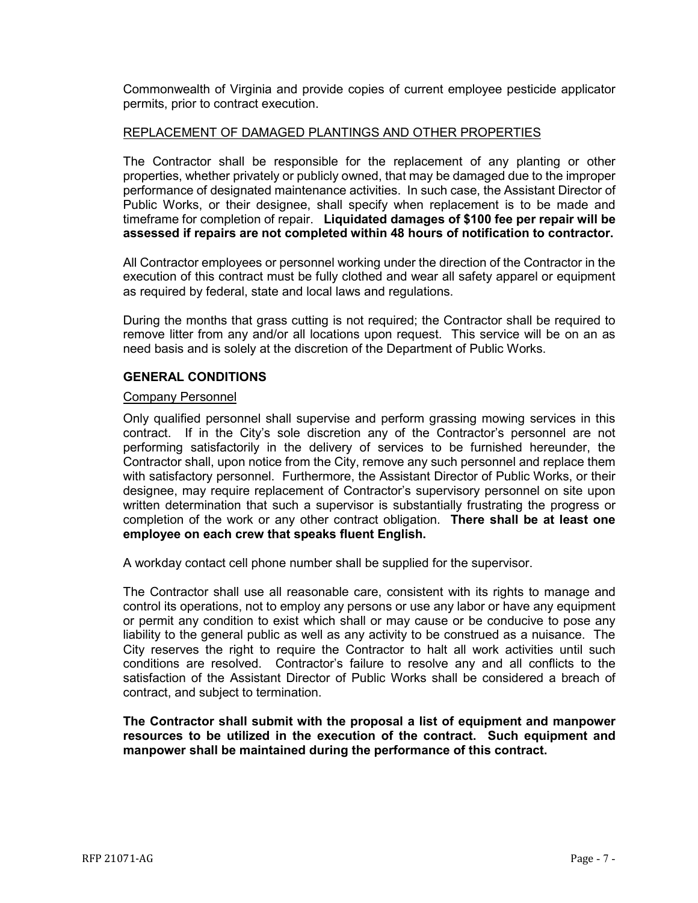Commonwealth of Virginia and provide copies of current employee pesticide applicator permits, prior to contract execution.

REPLACEMENT OF DAMAGED PLANTINGS AND OTHER PROPERTIES

The Contractor shall be responsible for the replacement of any planting or other properties, whether privately or publicly owned, that may be damaged due to the improper performance of designated maintenance activities. In such case, the Assistant Director of Public Works, or their designee, shall specify when replacement is to be made and timeframe for completion of repair. **Liquidated damages of $100 fee per repair will be assessed if repairs are not completed within 48 hours of notification to contractor.**

All Contractor employees or personnel working under the direction of the Contractor in the execution of this contract must be fully clothed and wear all safety apparel or equipment as required by federal, state and local laws and regulations.

During the months that grass cutting is not required; the Contractor shall be required to remove litter from any and/or all locations upon request. This service will be on an as need basis and is solely at the discretion of the Department of Public Works.

## GENERAL CONDITIONS

Company Personnel

Only qualified personnel shall supervise and perform grassing mowing services in this contract. If in the City's sole discretion any of the Contractor's personnel are not performing satisfactorily in the delivery of services to be furnished hereunder, the Contractor shall, upon notice from the City, remove any such personnel and replace them with satisfactory personnel. Furthermore, the Assistant Director of Public Works, or their designee, may require replacement of Contractor's supervisory personnel on site upon written determination that such a supervisor is substantially frustrating the progress or completion of the work or any other contract obligation. **There shall be at least one employee on each crew that speaks fluent English.**

A workday contact cell phone number shall be supplied for the supervisor.

The Contractor shall use all reasonable care, consistent with its rights to manage and control its operations, not to employ any persons or use any labor or have any equipment or permit any condition to exist which shall or may cause or be conducive to pose any liability to the general public as well as any activity to be construed as a nuisance. The City reserves the right to require the Contractor to halt all work activities until such conditions are resolved. Contractor's failure to resolve any and all conflicts to the satisfaction of the Assistant Director of Public Works shall be considered a breach of contract, and subject to termination.

**The Contractor shall submit with the proposal a list of equipment and manpower resources to be utilized in the execution of the contract. Such equipment and manpower shall be maintained during the performance of this contract.**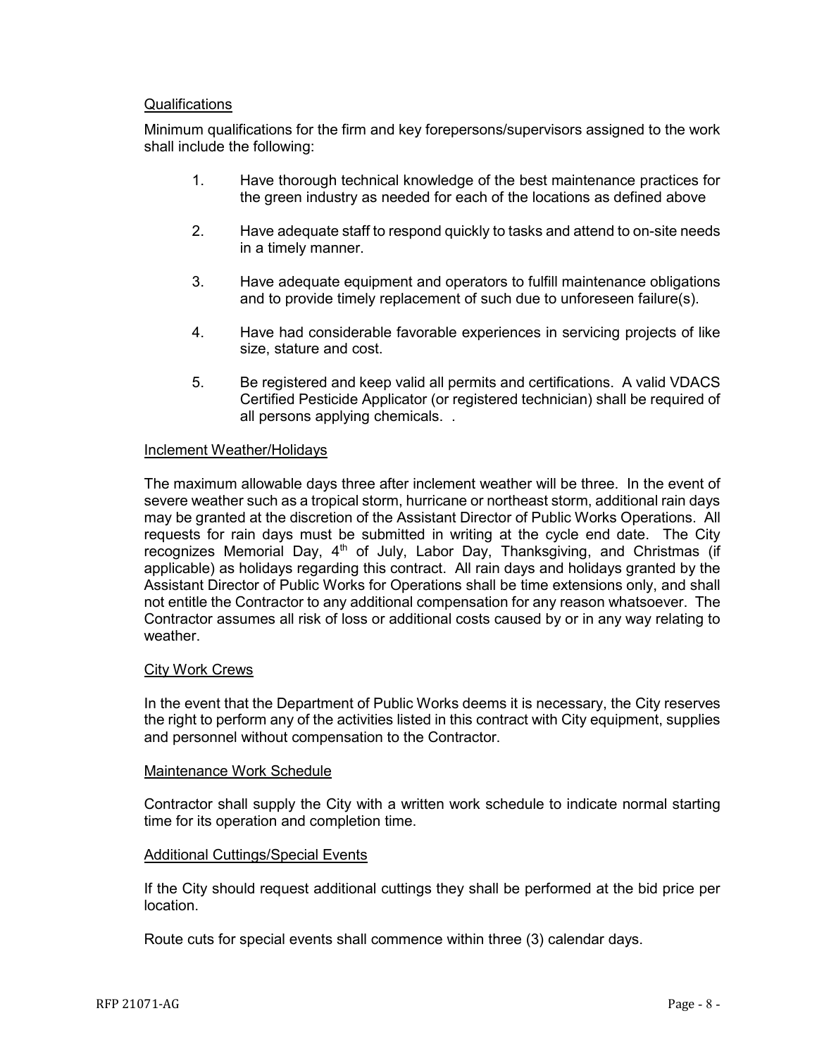Qualifications

Minimum qualifications for the firm and key forepersons/supervisors assigned to the work shall include the following:

1. Have thorough technical knowledge of the best maintenance practices for the green industry as needed for each of the locations as defined above

2. Have adequate staff to respond quickly to tasks and attend to on-site needs in a timely manner.

3. Have adequate equipment and operators to fulfill maintenance obligations and to provide timely replacement of such due to unforeseen failure(s).

4. Have had considerable favorable experiences in servicing projects of like size, stature and cost.

5. Be registered and keep valid all permits and certifications. A valid VDACS Certified Pesticide Applicator (or registered technician) shall be required of all persons applying chemicals. .

Inclement Weather/Holidays

The maximum allowable days three after inclement weather will be three. In the event of severe weather such as a tropical storm, hurricane or northeast storm, additional rain days may be granted at the discretion of the Assistant Director of Public Works Operations. All requests for rain days must be submitted in writing at the cycle end date. The City recognizes Memorial Day, 4th of July, Labor Day, Thanksgiving, and Christmas (if applicable) as holidays regarding this contract. All rain days and holidays granted by the Assistant Director of Public Works for Operations shall be time extensions only, and shall not entitle the Contractor to any additional compensation for any reason whatsoever. The Contractor assumes all risk of loss or additional costs caused by or in any way relating to weather.

City Work Crews

In the event that the Department of Public Works deems it is necessary, the City reserves the right to perform any of the activities listed in this contract with City equipment, supplies and personnel without compensation to the Contractor.

Maintenance Work Schedule

Contractor shall supply the City with a written work schedule to indicate normal starting time for its operation and completion time.

Additional Cuttings/Special Events

If the City should request additional cuttings they shall be performed at the bid price per location.

Route cuts for special events shall commence within three (3) calendar days.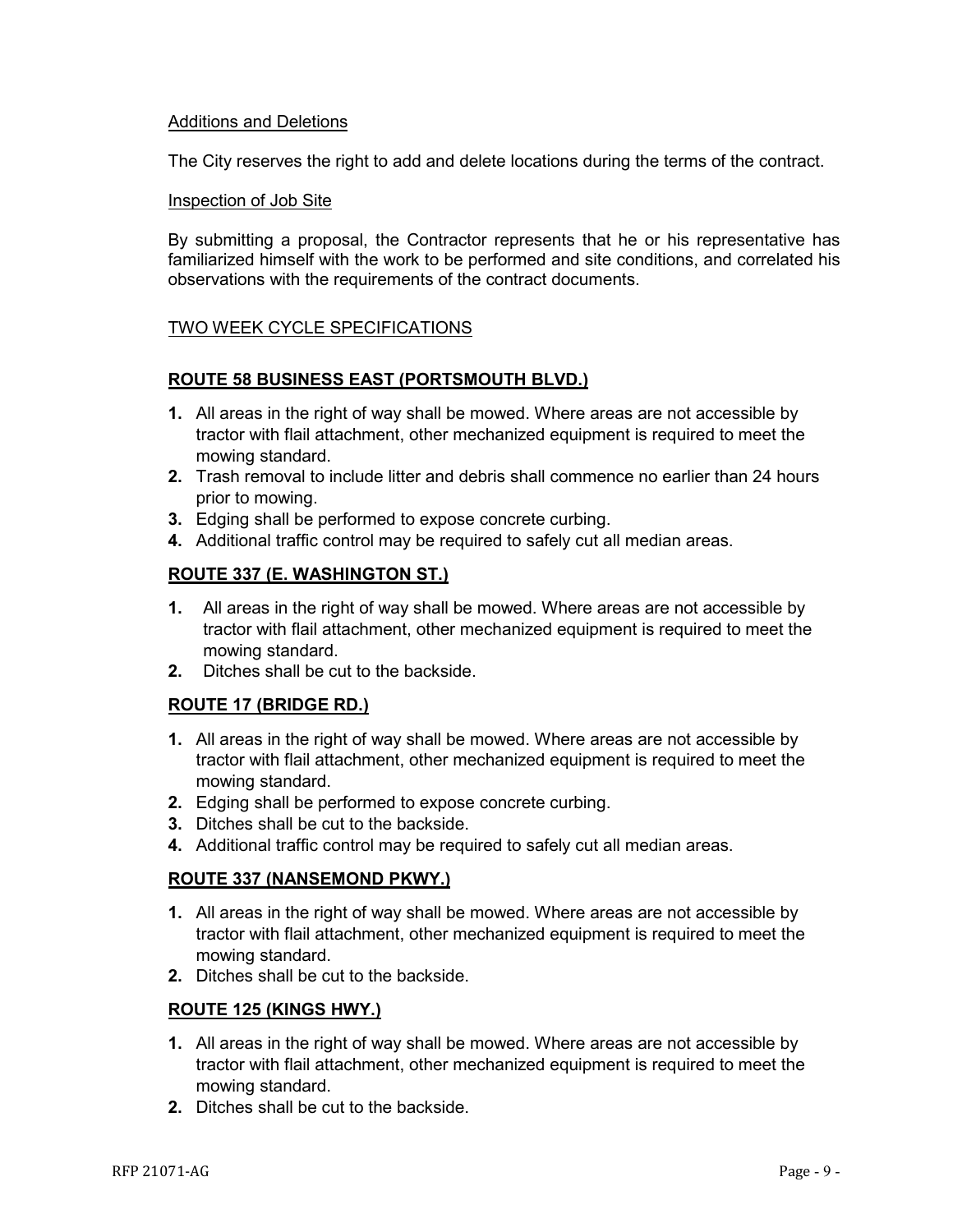Additions and Deletions

The City reserves the right to add and delete locations during the terms of the contract.

Inspection of Job Site

By submitting a proposal, the Contractor represents that he or his representative has familiarized himself with the work to be performed and site conditions, and correlated his observations with the requirements of the contract documents.

TWO WEEK CYCLE SPECIFICATIONS

**ROUTE 58 BUSINESS EAST (PORTSMOUTH BLVD.)**

1. All areas in the right of way shall be mowed. Where areas are not accessible by tractor with flail attachment, other mechanized equipment is required to meet the mowing standard.
2. Trash removal to include litter and debris shall commence no earlier than 24 hours prior to mowing.
3. Edging shall be performed to expose concrete curbing.
4. Additional traffic control may be required to safely cut all median areas.

**ROUTE 337 (E. WASHINGTON ST.)**

1. All areas in the right of way shall be mowed. Where areas are not accessible by tractor with flail attachment, other mechanized equipment is required to meet the mowing standard.
2. Ditches shall be cut to the backside.

**ROUTE 17 (BRIDGE RD.)**

1. All areas in the right of way shall be mowed. Where areas are not accessible by tractor with flail attachment, other mechanized equipment is required to meet the mowing standard.
2. Edging shall be performed to expose concrete curbing.
3. Ditches shall be cut to the backside.
4. Additional traffic control may be required to safely cut all median areas.

**ROUTE 337 (NANSEMOND PKWY.)**

1. All areas in the right of way shall be mowed. Where areas are not accessible by tractor with flail attachment, other mechanized equipment is required to meet the mowing standard.
2. Ditches shall be cut to the backside.

**ROUTE 125 (KINGS HWY.)**

1. All areas in the right of way shall be mowed. Where areas are not accessible by tractor with flail attachment, other mechanized equipment is required to meet the mowing standard.
2. Ditches shall be cut to the backside.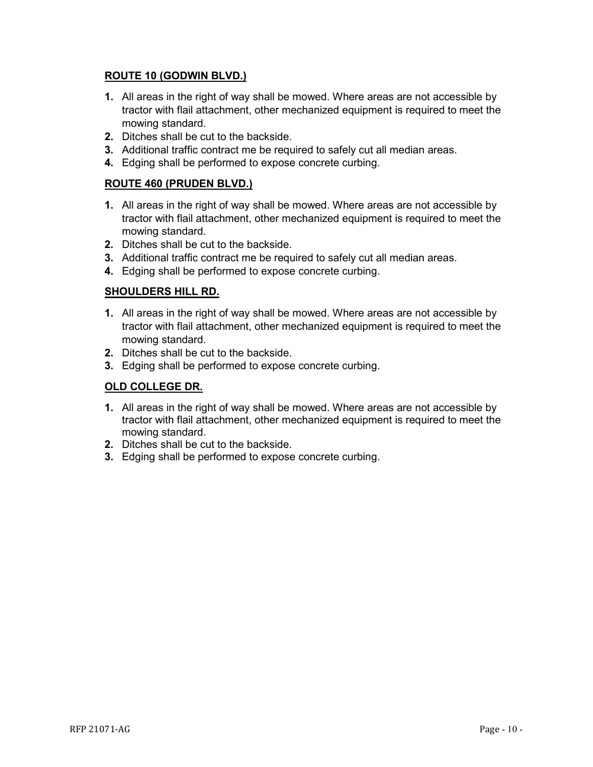**ROUTE 10 (GODWIN BLVD.)**

1. All areas in the right of way shall be mowed. Where areas are not accessible by tractor with flail attachment, other mechanized equipment is required to meet the mowing standard.
2. Ditches shall be cut to the backside.
3. Additional traffic contract me be required to safely cut all median areas.
4. Edging shall be performed to expose concrete curbing.

**ROUTE 460 (PRUDEN BLVD.)**

1. All areas in the right of way shall be mowed. Where areas are not accessible by tractor with flail attachment, other mechanized equipment is required to meet the mowing standard.
2. Ditches shall be cut to the backside.
3. Additional traffic contract me be required to safely cut all median areas.
4. Edging shall be performed to expose concrete curbing.

**SHOULDERS HILL RD.**

1. All areas in the right of way shall be mowed. Where areas are not accessible by tractor with flail attachment, other mechanized equipment is required to meet the mowing standard.
2. Ditches shall be cut to the backside.
3. Edging shall be performed to expose concrete curbing.

**OLD COLLEGE DR.**

1. All areas in the right of way shall be mowed. Where areas are not accessible by tractor with flail attachment, other mechanized equipment is required to meet the mowing standard.
2. Ditches shall be cut to the backside.
3. Edging shall be performed to expose concrete curbing.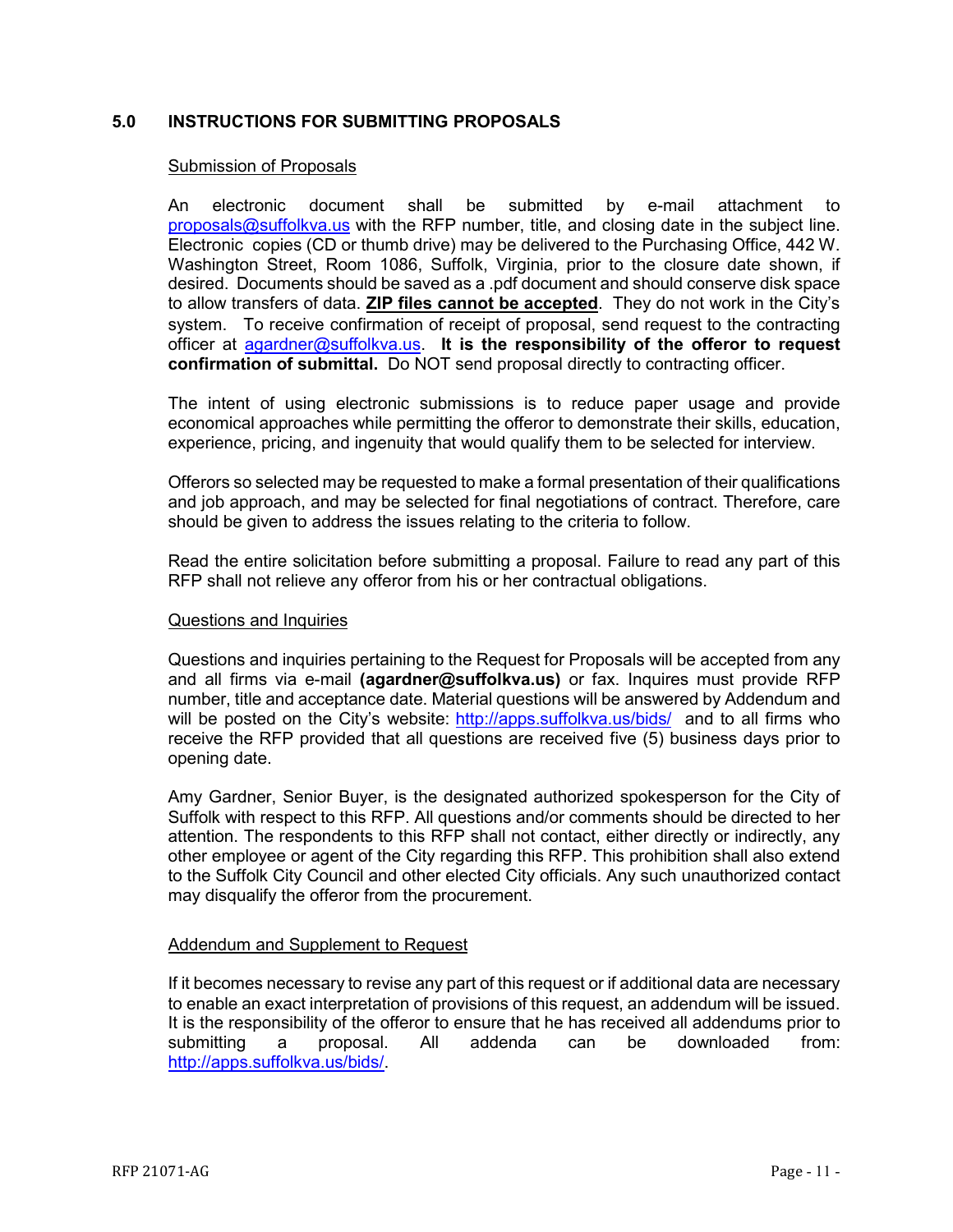## 5.0 INSTRUCTIONS FOR SUBMITTING PROPOSALS

Submission of Proposals

An electronic document shall be submitted by e-mail attachment to proposals@suffolkva.us with the RFP number, title, and closing date in the subject line. Electronic copies (CD or thumb drive) may be delivered to the Purchasing Office, 442 W. Washington Street, Room 1086, Suffolk, Virginia, prior to the closure date shown, if desired. Documents should be saved as a .pdf document and should conserve disk space to allow transfers of data. **ZIP files cannot be accepted**. They do not work in the City's system. To receive confirmation of receipt of proposal, send request to the contracting officer at agardner@suffolkva.us. **It is the responsibility of the offeror to request confirmation of submittal.** Do NOT send proposal directly to contracting officer.

The intent of using electronic submissions is to reduce paper usage and provide economical approaches while permitting the offeror to demonstrate their skills, education, experience, pricing, and ingenuity that would qualify them to be selected for interview.

Offerors so selected may be requested to make a formal presentation of their qualifications and job approach, and may be selected for final negotiations of contract. Therefore, care should be given to address the issues relating to the criteria to follow.

Read the entire solicitation before submitting a proposal. Failure to read any part of this RFP shall not relieve any offeror from his or her contractual obligations.

Questions and Inquiries

Questions and inquiries pertaining to the Request for Proposals will be accepted from any and all firms via e-mail **(agardner@suffolkva.us)** or fax. Inquires must provide RFP number, title and acceptance date. Material questions will be answered by Addendum and will be posted on the City's website: http://apps.suffolkva.us/bids/ and to all firms who receive the RFP provided that all questions are received five (5) business days prior to opening date.

Amy Gardner, Senior Buyer, is the designated authorized spokesperson for the City of Suffolk with respect to this RFP. All questions and/or comments should be directed to her attention. The respondents to this RFP shall not contact, either directly or indirectly, any other employee or agent of the City regarding this RFP. This prohibition shall also extend to the Suffolk City Council and other elected City officials. Any such unauthorized contact may disqualify the offeror from the procurement.

Addendum and Supplement to Request

If it becomes necessary to revise any part of this request or if additional data are necessary to enable an exact interpretation of provisions of this request, an addendum will be issued. It is the responsibility of the offeror to ensure that he has received all addendums prior to submitting a proposal. All addenda can be downloaded from: http://apps.suffolkva.us/bids/.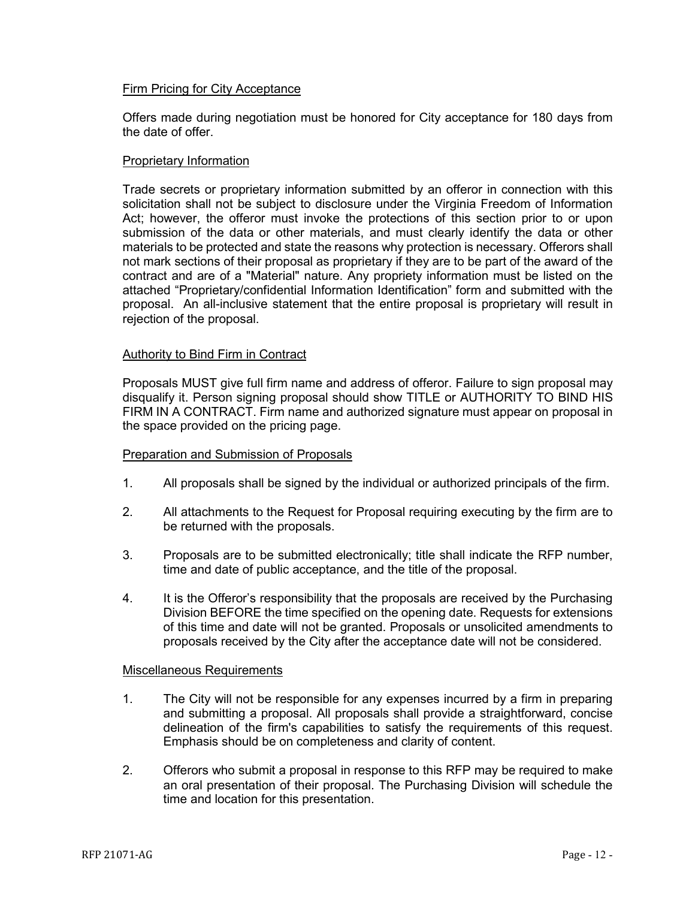### Firm Pricing for City Acceptance

Offers made during negotiation must be honored for City acceptance for 180 days from the date of offer.

### Proprietary Information

Trade secrets or proprietary information submitted by an offeror in connection with this solicitation shall not be subject to disclosure under the Virginia Freedom of Information Act; however, the offeror must invoke the protections of this section prior to or upon submission of the data or other materials, and must clearly identify the data or other materials to be protected and state the reasons why protection is necessary. Offerors shall not mark sections of their proposal as proprietary if they are to be part of the award of the contract and are of a "Material" nature. Any propriety information must be listed on the attached "Proprietary/confidential Information Identification" form and submitted with the proposal. An all-inclusive statement that the entire proposal is proprietary will result in rejection of the proposal.

### Authority to Bind Firm in Contract

Proposals MUST give full firm name and address of offeror. Failure to sign proposal may disqualify it. Person signing proposal should show TITLE or AUTHORITY TO BIND HIS FIRM IN A CONTRACT. Firm name and authorized signature must appear on proposal in the space provided on the pricing page.

### Preparation and Submission of Proposals

1. All proposals shall be signed by the individual or authorized principals of the firm.
2. All attachments to the Request for Proposal requiring executing by the firm are to be returned with the proposals.
3. Proposals are to be submitted electronically; title shall indicate the RFP number, time and date of public acceptance, and the title of the proposal.
4. It is the Offeror's responsibility that the proposals are received by the Purchasing Division BEFORE the time specified on the opening date. Requests for extensions of this time and date will not be granted. Proposals or unsolicited amendments to proposals received by the City after the acceptance date will not be considered.

### Miscellaneous Requirements

1. The City will not be responsible for any expenses incurred by a firm in preparing and submitting a proposal. All proposals shall provide a straightforward, concise delineation of the firm's capabilities to satisfy the requirements of this request. Emphasis should be on completeness and clarity of content.
2. Offerors who submit a proposal in response to this RFP may be required to make an oral presentation of their proposal. The Purchasing Division will schedule the time and location for this presentation.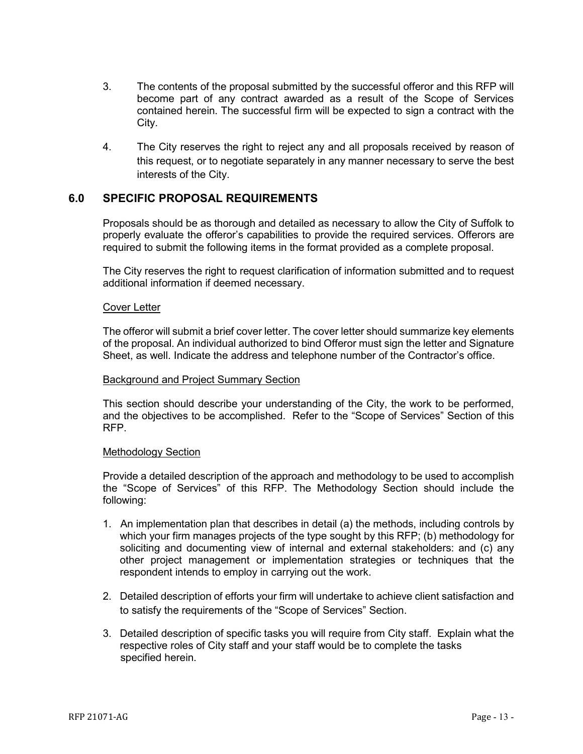3. The contents of the proposal submitted by the successful offeror and this RFP will become part of any contract awarded as a result of the Scope of Services contained herein. The successful firm will be expected to sign a contract with the City.

4. The City reserves the right to reject any and all proposals received by reason of this request, or to negotiate separately in any manner necessary to serve the best interests of the City.

## 6.0 SPECIFIC PROPOSAL REQUIREMENTS

Proposals should be as thorough and detailed as necessary to allow the City of Suffolk to properly evaluate the offeror's capabilities to provide the required services. Offerors are required to submit the following items in the format provided as a complete proposal.

The City reserves the right to request clarification of information submitted and to request additional information if deemed necessary.

<u>Cover Letter</u>

The offeror will submit a brief cover letter. The cover letter should summarize key elements of the proposal. An individual authorized to bind Offeror must sign the letter and Signature Sheet, as well. Indicate the address and telephone number of the Contractor's office.

<u>Background and Project Summary Section</u>

This section should describe your understanding of the City, the work to be performed, and the objectives to be accomplished. Refer to the "Scope of Services" Section of this RFP.

<u>Methodology Section</u>

Provide a detailed description of the approach and methodology to be used to accomplish the "Scope of Services" of this RFP. The Methodology Section should include the following:

1. An implementation plan that describes in detail (a) the methods, including controls by which your firm manages projects of the type sought by this RFP; (b) methodology for soliciting and documenting view of internal and external stakeholders: and (c) any other project management or implementation strategies or techniques that the respondent intends to employ in carrying out the work.

2. Detailed description of efforts your firm will undertake to achieve client satisfaction and to satisfy the requirements of the "Scope of Services" Section.

3. Detailed description of specific tasks you will require from City staff. Explain what the respective roles of City staff and your staff would be to complete the tasks specified herein.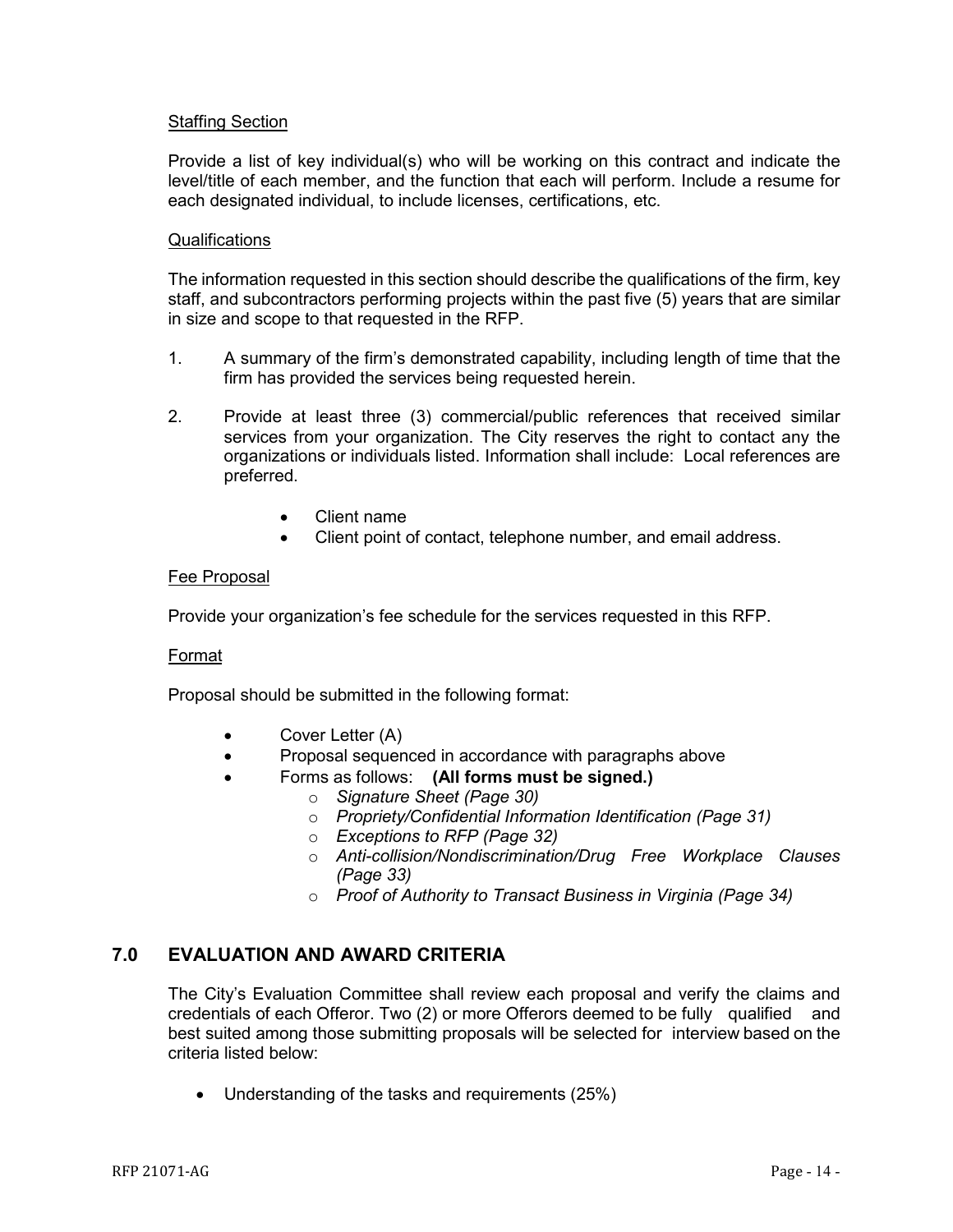Staffing Section

Provide a list of key individual(s) who will be working on this contract and indicate the level/title of each member, and the function that each will perform. Include a resume for each designated individual, to include licenses, certifications, etc.

Qualifications

The information requested in this section should describe the qualifications of the firm, key staff, and subcontractors performing projects within the past five (5) years that are similar in size and scope to that requested in the RFP.

1. A summary of the firm's demonstrated capability, including length of time that the firm has provided the services being requested herein.

2. Provide at least three (3) commercial/public references that received similar services from your organization. The City reserves the right to contact any the organizations or individuals listed. Information shall include: Local references are preferred.

   - Client name
   - Client point of contact, telephone number, and email address.

Fee Proposal

Provide your organization's fee schedule for the services requested in this RFP.

Format

Proposal should be submitted in the following format:

- Cover Letter (A)
- Proposal sequenced in accordance with paragraphs above
- Forms as follows: **(All forms must be signed.)**
  - *Signature Sheet (Page 30)*
  - *Propriety/Confidential Information Identification (Page 31)*
  - *Exceptions to RFP (Page 32)*
  - *Anti-collision/Nondiscrimination/Drug Free Workplace Clauses (Page 33)*
  - *Proof of Authority to Transact Business in Virginia (Page 34)*

## 7.0 EVALUATION AND AWARD CRITERIA

The City's Evaluation Committee shall review each proposal and verify the claims and credentials of each Offeror. Two (2) or more Offerors deemed to be fully qualified and best suited among those submitting proposals will be selected for interview based on the criteria listed below:

- Understanding of the tasks and requirements (25%)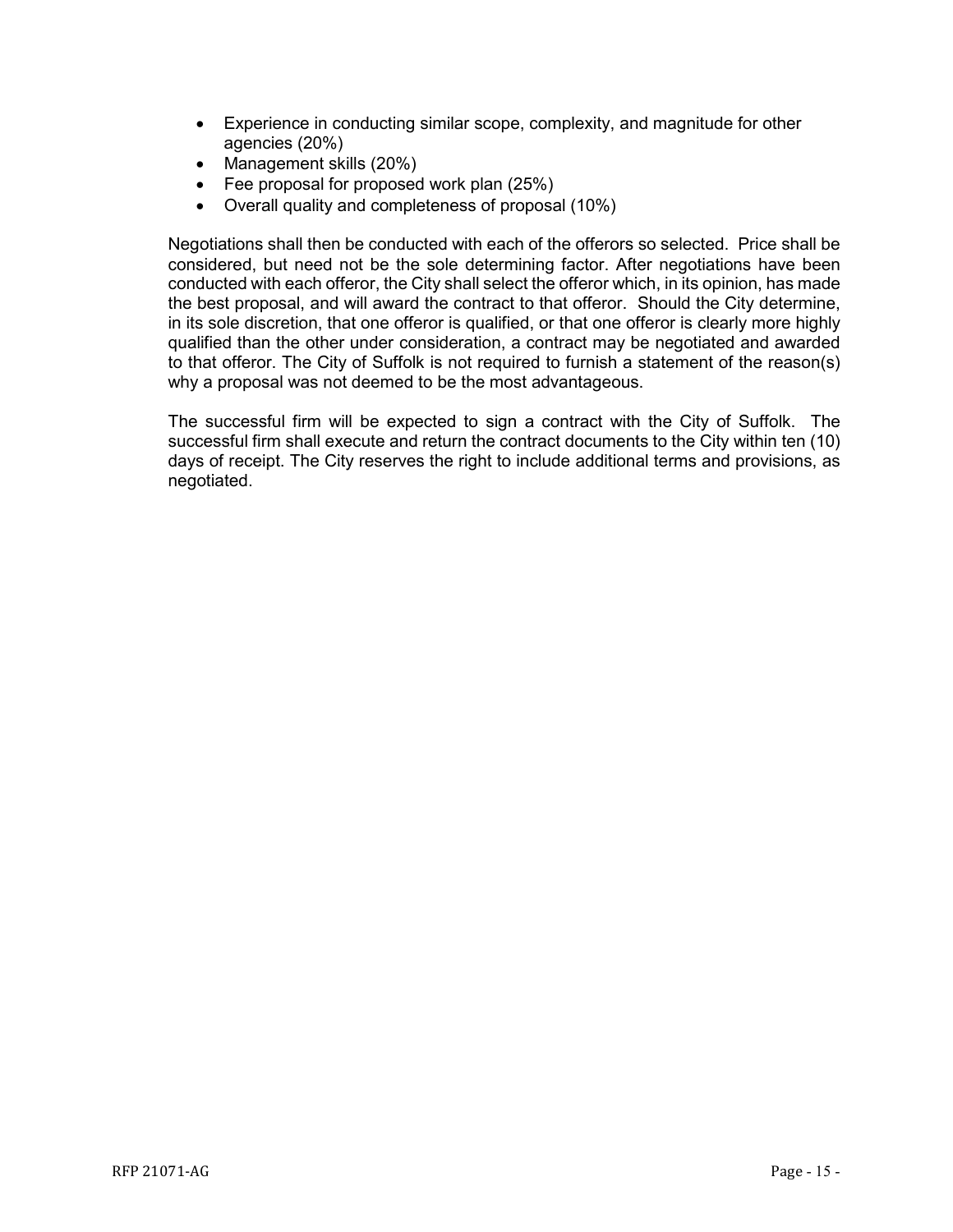- Experience in conducting similar scope, complexity, and magnitude for other agencies (20%)
- Management skills (20%)
- Fee proposal for proposed work plan (25%)
- Overall quality and completeness of proposal (10%)

Negotiations shall then be conducted with each of the offerors so selected. Price shall be considered, but need not be the sole determining factor. After negotiations have been conducted with each offeror, the City shall select the offeror which, in its opinion, has made the best proposal, and will award the contract to that offeror. Should the City determine, in its sole discretion, that one offeror is qualified, or that one offeror is clearly more highly qualified than the other under consideration, a contract may be negotiated and awarded to that offeror. The City of Suffolk is not required to furnish a statement of the reason(s) why a proposal was not deemed to be the most advantageous.

The successful firm will be expected to sign a contract with the City of Suffolk. The successful firm shall execute and return the contract documents to the City within ten (10) days of receipt. The City reserves the right to include additional terms and provisions, as negotiated.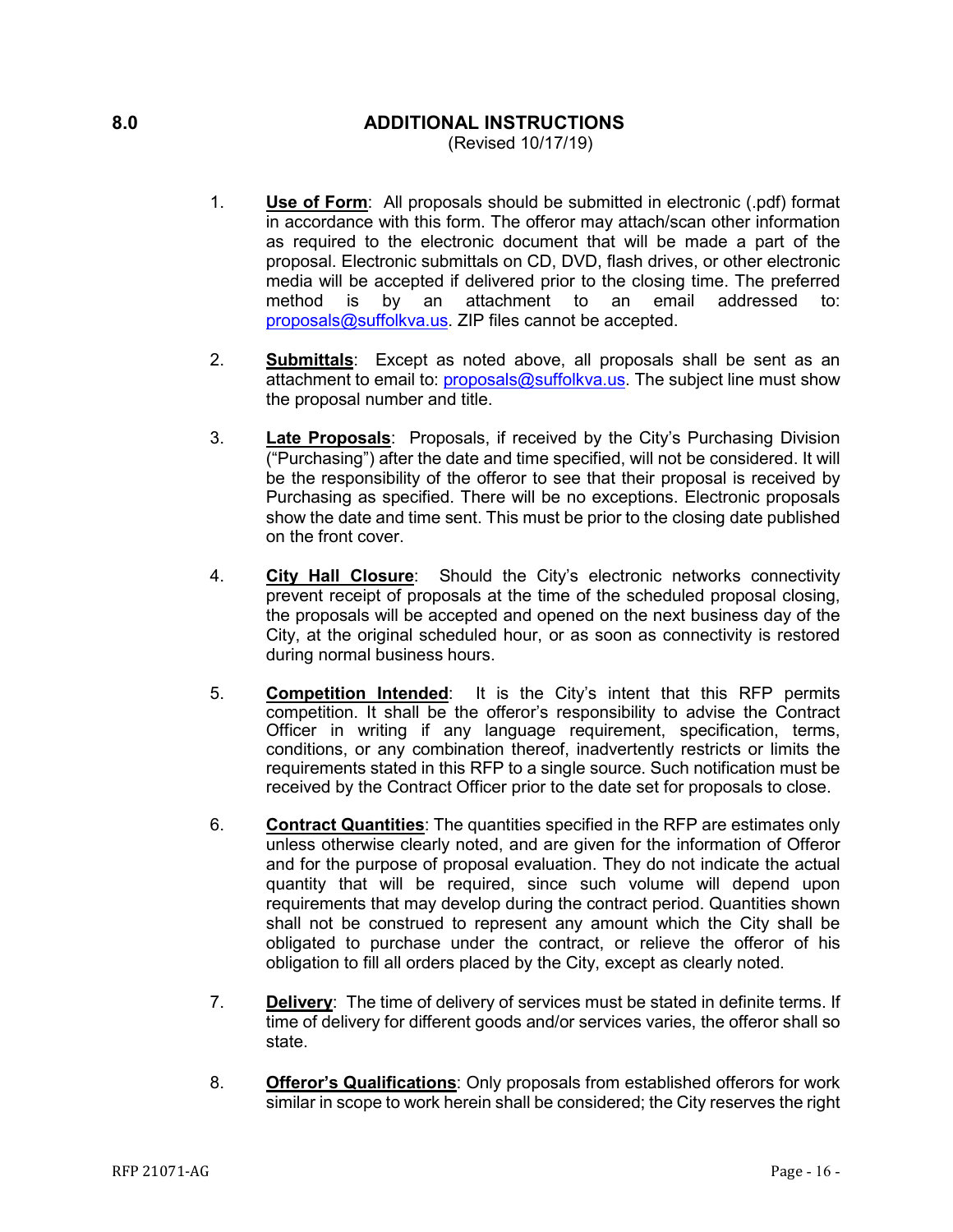## 8.0 ADDITIONAL INSTRUCTIONS

(Revised 10/17/19)

1. **Use of Form**: All proposals should be submitted in electronic (.pdf) format in accordance with this form. The offeror may attach/scan other information as required to the electronic document that will be made a part of the proposal. Electronic submittals on CD, DVD, flash drives, or other electronic media will be accepted if delivered prior to the closing time. The preferred method is by an attachment to an email addressed to: proposals@suffolkva.us. ZIP files cannot be accepted.

2. **Submittals**: Except as noted above, all proposals shall be sent as an attachment to email to: proposals@suffolkva.us. The subject line must show the proposal number and title.

3. **Late Proposals**: Proposals, if received by the City's Purchasing Division ("Purchasing") after the date and time specified, will not be considered. It will be the responsibility of the offeror to see that their proposal is received by Purchasing as specified. There will be no exceptions. Electronic proposals show the date and time sent. This must be prior to the closing date published on the front cover.

4. **City Hall Closure**: Should the City's electronic networks connectivity prevent receipt of proposals at the time of the scheduled proposal closing, the proposals will be accepted and opened on the next business day of the City, at the original scheduled hour, or as soon as connectivity is restored during normal business hours.

5. **Competition Intended**: It is the City's intent that this RFP permits competition. It shall be the offeror's responsibility to advise the Contract Officer in writing if any language requirement, specification, terms, conditions, or any combination thereof, inadvertently restricts or limits the requirements stated in this RFP to a single source. Such notification must be received by the Contract Officer prior to the date set for proposals to close.

6. **Contract Quantities**: The quantities specified in the RFP are estimates only unless otherwise clearly noted, and are given for the information of Offeror and for the purpose of proposal evaluation. They do not indicate the actual quantity that will be required, since such volume will depend upon requirements that may develop during the contract period. Quantities shown shall not be construed to represent any amount which the City shall be obligated to purchase under the contract, or relieve the offeror of his obligation to fill all orders placed by the City, except as clearly noted.

7. **Delivery**: The time of delivery of services must be stated in definite terms. If time of delivery for different goods and/or services varies, the offeror shall so state.

8. **Offeror's Qualifications**: Only proposals from established offerors for work similar in scope to work herein shall be considered; the City reserves the right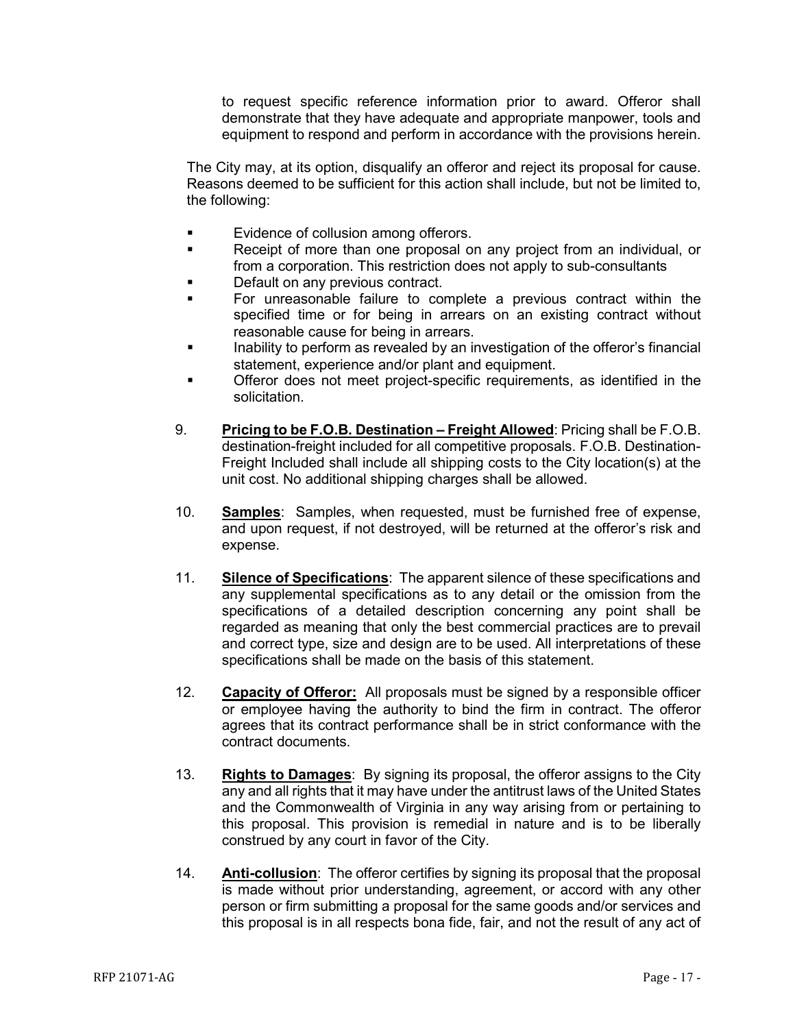to request specific reference information prior to award. Offeror shall demonstrate that they have adequate and appropriate manpower, tools and equipment to respond and perform in accordance with the provisions herein.

The City may, at its option, disqualify an offeror and reject its proposal for cause. Reasons deemed to be sufficient for this action shall include, but not be limited to, the following:

- Evidence of collusion among offerors.
- Receipt of more than one proposal on any project from an individual, or from a corporation. This restriction does not apply to sub-consultants
- Default on any previous contract.
- For unreasonable failure to complete a previous contract within the specified time or for being in arrears on an existing contract without reasonable cause for being in arrears.
- Inability to perform as revealed by an investigation of the offeror's financial statement, experience and/or plant and equipment.
- Offeror does not meet project-specific requirements, as identified in the solicitation.

9. **Pricing to be F.O.B. Destination – Freight Allowed**: Pricing shall be F.O.B. destination-freight included for all competitive proposals. F.O.B. Destination-Freight Included shall include all shipping costs to the City location(s) at the unit cost. No additional shipping charges shall be allowed.

10. **Samples**: Samples, when requested, must be furnished free of expense, and upon request, if not destroyed, will be returned at the offeror's risk and expense.

11. **Silence of Specifications**: The apparent silence of these specifications and any supplemental specifications as to any detail or the omission from the specifications of a detailed description concerning any point shall be regarded as meaning that only the best commercial practices are to prevail and correct type, size and design are to be used. All interpretations of these specifications shall be made on the basis of this statement.

12. **Capacity of Offeror:** All proposals must be signed by a responsible officer or employee having the authority to bind the firm in contract. The offeror agrees that its contract performance shall be in strict conformance with the contract documents.

13. **Rights to Damages**: By signing its proposal, the offeror assigns to the City any and all rights that it may have under the antitrust laws of the United States and the Commonwealth of Virginia in any way arising from or pertaining to this proposal. This provision is remedial in nature and is to be liberally construed by any court in favor of the City.

14. **Anti-collusion**: The offeror certifies by signing its proposal that the proposal is made without prior understanding, agreement, or accord with any other person or firm submitting a proposal for the same goods and/or services and this proposal is in all respects bona fide, fair, and not the result of any act of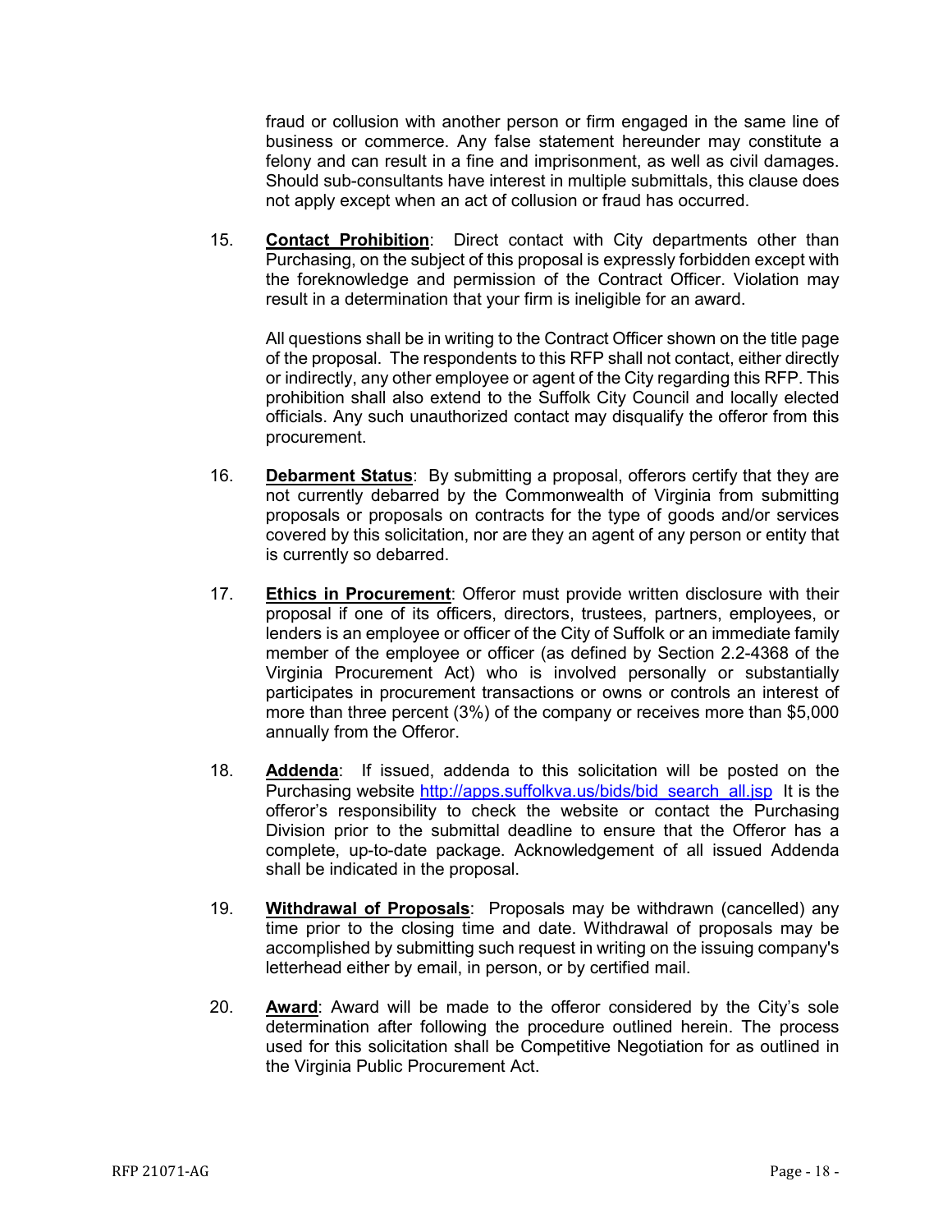fraud or collusion with another person or firm engaged in the same line of business or commerce. Any false statement hereunder may constitute a felony and can result in a fine and imprisonment, as well as civil damages. Should sub-consultants have interest in multiple submittals, this clause does not apply except when an act of collusion or fraud has occurred.

15. **Contact Prohibition**: Direct contact with City departments other than Purchasing, on the subject of this proposal is expressly forbidden except with the foreknowledge and permission of the Contract Officer. Violation may result in a determination that your firm is ineligible for an award.

    All questions shall be in writing to the Contract Officer shown on the title page of the proposal. The respondents to this RFP shall not contact, either directly or indirectly, any other employee or agent of the City regarding this RFP. This prohibition shall also extend to the Suffolk City Council and locally elected officials. Any such unauthorized contact may disqualify the offeror from this procurement.

16. **Debarment Status**: By submitting a proposal, offerors certify that they are not currently debarred by the Commonwealth of Virginia from submitting proposals or proposals on contracts for the type of goods and/or services covered by this solicitation, nor are they an agent of any person or entity that is currently so debarred.

17. **Ethics in Procurement**: Offeror must provide written disclosure with their proposal if one of its officers, directors, trustees, partners, employees, or lenders is an employee or officer of the City of Suffolk or an immediate family member of the employee or officer (as defined by Section 2.2-4368 of the Virginia Procurement Act) who is involved personally or substantially participates in procurement transactions or owns or controls an interest of more than three percent (3%) of the company or receives more than $5,000 annually from the Offeror.

18. **Addenda**: If issued, addenda to this solicitation will be posted on the Purchasing website [http://apps.suffolkva.us/bids/bid_search_all.jsp](http://apps.suffolkva.us/bids/bid_search_all.jsp) It is the offeror's responsibility to check the website or contact the Purchasing Division prior to the submittal deadline to ensure that the Offeror has a complete, up-to-date package. Acknowledgement of all issued Addenda shall be indicated in the proposal.

19. **Withdrawal of Proposals**: Proposals may be withdrawn (cancelled) any time prior to the closing time and date. Withdrawal of proposals may be accomplished by submitting such request in writing on the issuing company's letterhead either by email, in person, or by certified mail.

20. **Award**: Award will be made to the offeror considered by the City's sole determination after following the procedure outlined herein. The process used for this solicitation shall be Competitive Negotiation for as outlined in the Virginia Public Procurement Act.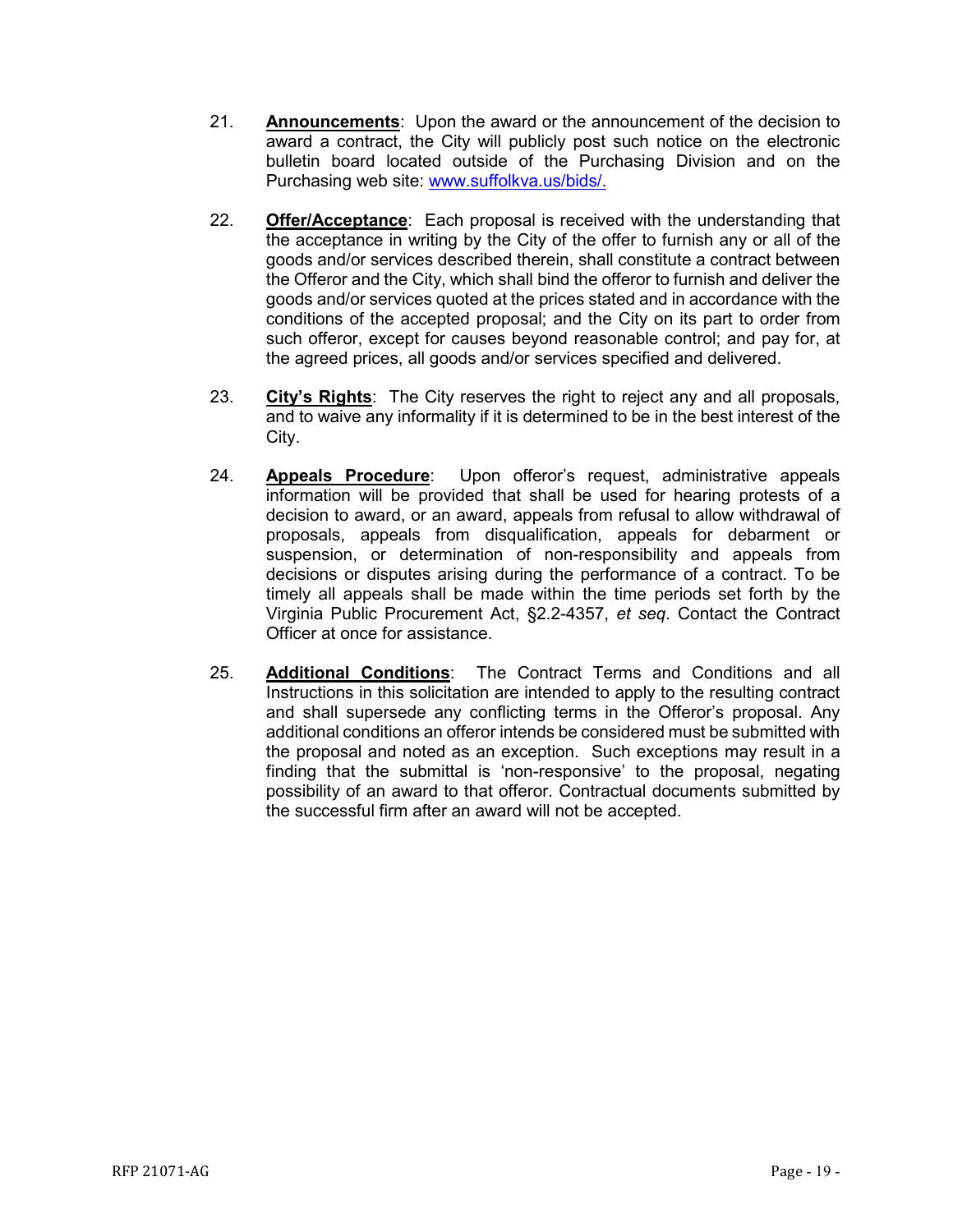21. **Announcements**: Upon the award or the announcement of the decision to award a contract, the City will publicly post such notice on the electronic bulletin board located outside of the Purchasing Division and on the Purchasing web site: www.suffolkva.us/bids/.

22. **Offer/Acceptance**: Each proposal is received with the understanding that the acceptance in writing by the City of the offer to furnish any or all of the goods and/or services described therein, shall constitute a contract between the Offeror and the City, which shall bind the offeror to furnish and deliver the goods and/or services quoted at the prices stated and in accordance with the conditions of the accepted proposal; and the City on its part to order from such offeror, except for causes beyond reasonable control; and pay for, at the agreed prices, all goods and/or services specified and delivered.

23. **City's Rights**: The City reserves the right to reject any and all proposals, and to waive any informality if it is determined to be in the best interest of the City.

24. **Appeals Procedure**: Upon offeror's request, administrative appeals information will be provided that shall be used for hearing protests of a decision to award, or an award, appeals from refusal to allow withdrawal of proposals, appeals from disqualification, appeals for debarment or suspension, or determination of non-responsibility and appeals from decisions or disputes arising during the performance of a contract. To be timely all appeals shall be made within the time periods set forth by the Virginia Public Procurement Act, §2.2-4357, *et seq*. Contact the Contract Officer at once for assistance.

25. **Additional Conditions**: The Contract Terms and Conditions and all Instructions in this solicitation are intended to apply to the resulting contract and shall supersede any conflicting terms in the Offeror's proposal. Any additional conditions an offeror intends be considered must be submitted with the proposal and noted as an exception. Such exceptions may result in a finding that the submittal is 'non-responsive' to the proposal, negating possibility of an award to that offeror. Contractual documents submitted by the successful firm after an award will not be accepted.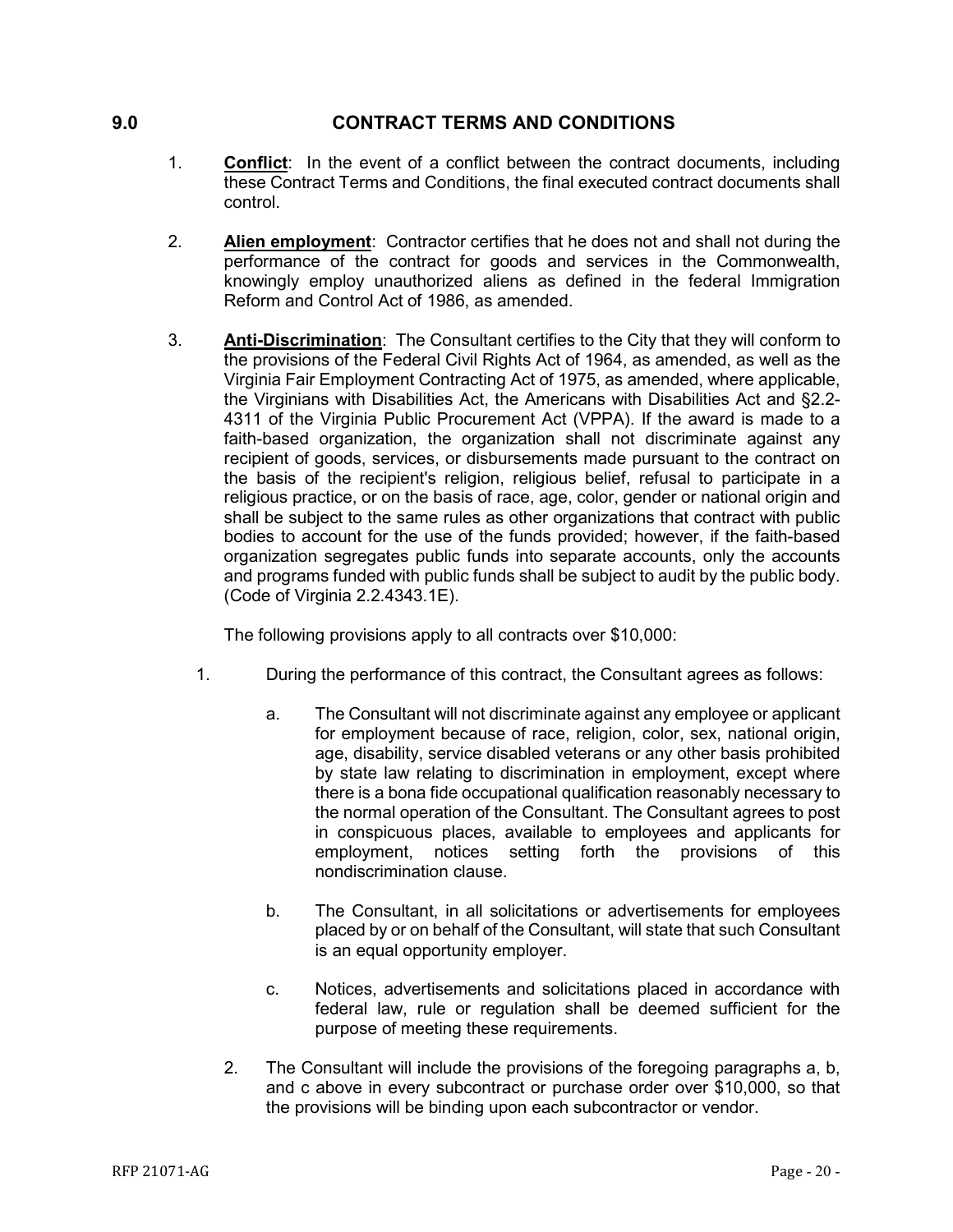## 9.0 CONTRACT TERMS AND CONDITIONS

1. **Conflict**: In the event of a conflict between the contract documents, including these Contract Terms and Conditions, the final executed contract documents shall control.

2. **Alien employment**: Contractor certifies that he does not and shall not during the performance of the contract for goods and services in the Commonwealth, knowingly employ unauthorized aliens as defined in the federal Immigration Reform and Control Act of 1986, as amended.

3. **Anti-Discrimination**: The Consultant certifies to the City that they will conform to the provisions of the Federal Civil Rights Act of 1964, as amended, as well as the Virginia Fair Employment Contracting Act of 1975, as amended, where applicable, the Virginians with Disabilities Act, the Americans with Disabilities Act and §2.2-4311 of the Virginia Public Procurement Act (VPPA). If the award is made to a faith-based organization, the organization shall not discriminate against any recipient of goods, services, or disbursements made pursuant to the contract on the basis of the recipient's religion, religious belief, refusal to participate in a religious practice, or on the basis of race, age, color, gender or national origin and shall be subject to the same rules as other organizations that contract with public bodies to account for the use of the funds provided; however, if the faith-based organization segregates public funds into separate accounts, only the accounts and programs funded with public funds shall be subject to audit by the public body. (Code of Virginia 2.2.4343.1E).

   The following provisions apply to all contracts over $10,000:

   1. During the performance of this contract, the Consultant agrees as follows:

      a. The Consultant will not discriminate against any employee or applicant for employment because of race, religion, color, sex, national origin, age, disability, service disabled veterans or any other basis prohibited by state law relating to discrimination in employment, except where there is a bona fide occupational qualification reasonably necessary to the normal operation of the Consultant. The Consultant agrees to post in conspicuous places, available to employees and applicants for employment, notices setting forth the provisions of this nondiscrimination clause.

      b. The Consultant, in all solicitations or advertisements for employees placed by or on behalf of the Consultant, will state that such Consultant is an equal opportunity employer.

      c. Notices, advertisements and solicitations placed in accordance with federal law, rule or regulation shall be deemed sufficient for the purpose of meeting these requirements.

   2. The Consultant will include the provisions of the foregoing paragraphs a, b, and c above in every subcontract or purchase order over $10,000, so that the provisions will be binding upon each subcontractor or vendor.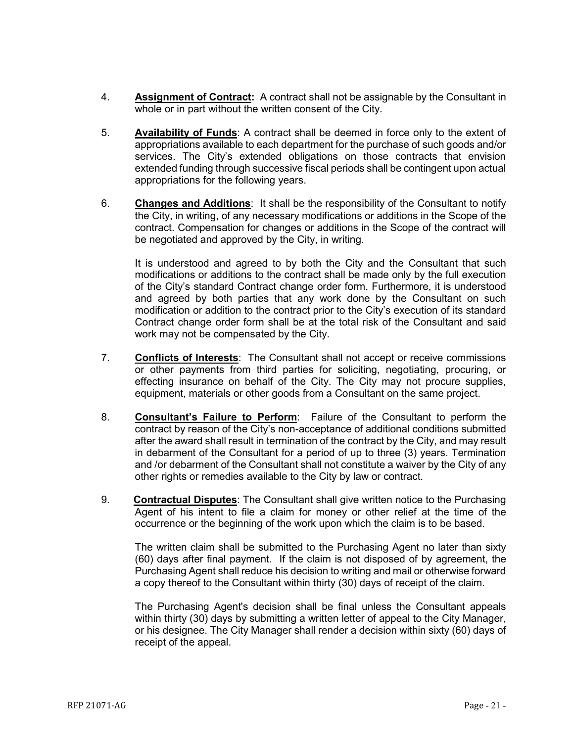4. **Assignment of Contract:** A contract shall not be assignable by the Consultant in whole or in part without the written consent of the City.

5. **Availability of Funds**: A contract shall be deemed in force only to the extent of appropriations available to each department for the purchase of such goods and/or services. The City's extended obligations on those contracts that envision extended funding through successive fiscal periods shall be contingent upon actual appropriations for the following years.

6. **Changes and Additions**: It shall be the responsibility of the Consultant to notify the City, in writing, of any necessary modifications or additions in the Scope of the contract. Compensation for changes or additions in the Scope of the contract will be negotiated and approved by the City, in writing.

   It is understood and agreed to by both the City and the Consultant that such modifications or additions to the contract shall be made only by the full execution of the City's standard Contract change order form. Furthermore, it is understood and agreed by both parties that any work done by the Consultant on such modification or addition to the contract prior to the City's execution of its standard Contract change order form shall be at the total risk of the Consultant and said work may not be compensated by the City.

7. **Conflicts of Interests**: The Consultant shall not accept or receive commissions or other payments from third parties for soliciting, negotiating, procuring, or effecting insurance on behalf of the City. The City may not procure supplies, equipment, materials or other goods from a Consultant on the same project.

8. **Consultant's Failure to Perform**: Failure of the Consultant to perform the contract by reason of the City's non-acceptance of additional conditions submitted after the award shall result in termination of the contract by the City, and may result in debarment of the Consultant for a period of up to three (3) years. Termination and /or debarment of the Consultant shall not constitute a waiver by the City of any other rights or remedies available to the City by law or contract.

9. **Contractual Disputes**: The Consultant shall give written notice to the Purchasing Agent of his intent to file a claim for money or other relief at the time of the occurrence or the beginning of the work upon which the claim is to be based.

   The written claim shall be submitted to the Purchasing Agent no later than sixty (60) days after final payment. If the claim is not disposed of by agreement, the Purchasing Agent shall reduce his decision to writing and mail or otherwise forward a copy thereof to the Consultant within thirty (30) days of receipt of the claim.

   The Purchasing Agent's decision shall be final unless the Consultant appeals within thirty (30) days by submitting a written letter of appeal to the City Manager, or his designee. The City Manager shall render a decision within sixty (60) days of receipt of the appeal.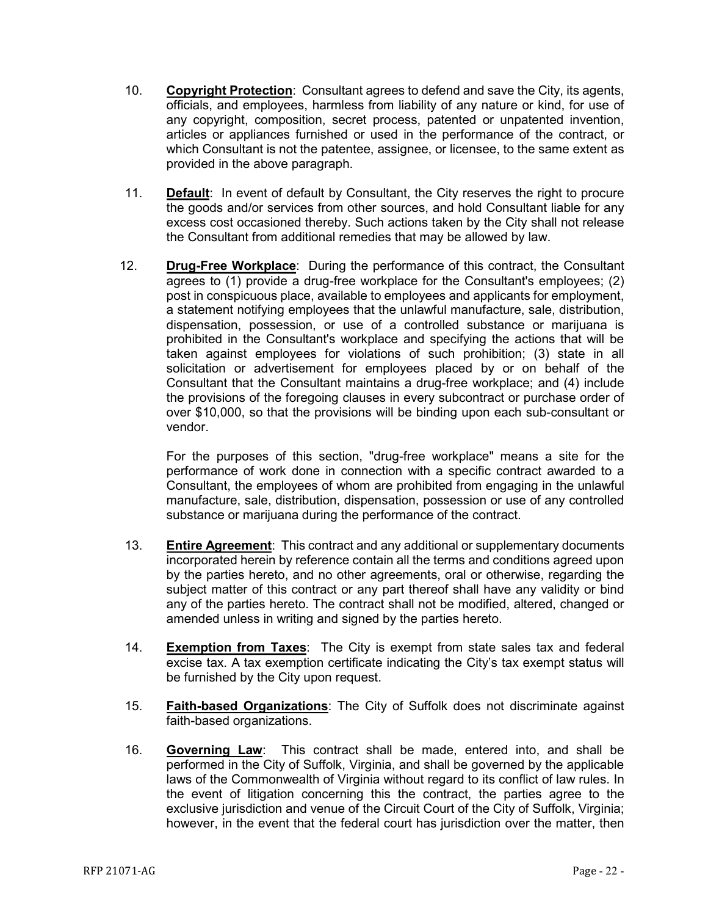10. **Copyright Protection**: Consultant agrees to defend and save the City, its agents, officials, and employees, harmless from liability of any nature or kind, for use of any copyright, composition, secret process, patented or unpatented invention, articles or appliances furnished or used in the performance of the contract, or which Consultant is not the patentee, assignee, or licensee, to the same extent as provided in the above paragraph.

11. **Default**: In event of default by Consultant, the City reserves the right to procure the goods and/or services from other sources, and hold Consultant liable for any excess cost occasioned thereby. Such actions taken by the City shall not release the Consultant from additional remedies that may be allowed by law.

12. **Drug-Free Workplace**: During the performance of this contract, the Consultant agrees to (1) provide a drug-free workplace for the Consultant's employees; (2) post in conspicuous place, available to employees and applicants for employment, a statement notifying employees that the unlawful manufacture, sale, distribution, dispensation, possession, or use of a controlled substance or marijuana is prohibited in the Consultant's workplace and specifying the actions that will be taken against employees for violations of such prohibition; (3) state in all solicitation or advertisement for employees placed by or on behalf of the Consultant that the Consultant maintains a drug-free workplace; and (4) include the provisions of the foregoing clauses in every subcontract or purchase order of over $10,000, so that the provisions will be binding upon each sub-consultant or vendor.

    For the purposes of this section, "drug-free workplace" means a site for the performance of work done in connection with a specific contract awarded to a Consultant, the employees of whom are prohibited from engaging in the unlawful manufacture, sale, distribution, dispensation, possession or use of any controlled substance or marijuana during the performance of the contract.

13. **Entire Agreement**: This contract and any additional or supplementary documents incorporated herein by reference contain all the terms and conditions agreed upon by the parties hereto, and no other agreements, oral or otherwise, regarding the subject matter of this contract or any part thereof shall have any validity or bind any of the parties hereto. The contract shall not be modified, altered, changed or amended unless in writing and signed by the parties hereto.

14. **Exemption from Taxes**: The City is exempt from state sales tax and federal excise tax. A tax exemption certificate indicating the City's tax exempt status will be furnished by the City upon request.

15. **Faith-based Organizations**: The City of Suffolk does not discriminate against faith-based organizations.

16. **Governing Law**: This contract shall be made, entered into, and shall be performed in the City of Suffolk, Virginia, and shall be governed by the applicable laws of the Commonwealth of Virginia without regard to its conflict of law rules. In the event of litigation concerning this the contract, the parties agree to the exclusive jurisdiction and venue of the Circuit Court of the City of Suffolk, Virginia; however, in the event that the federal court has jurisdiction over the matter, then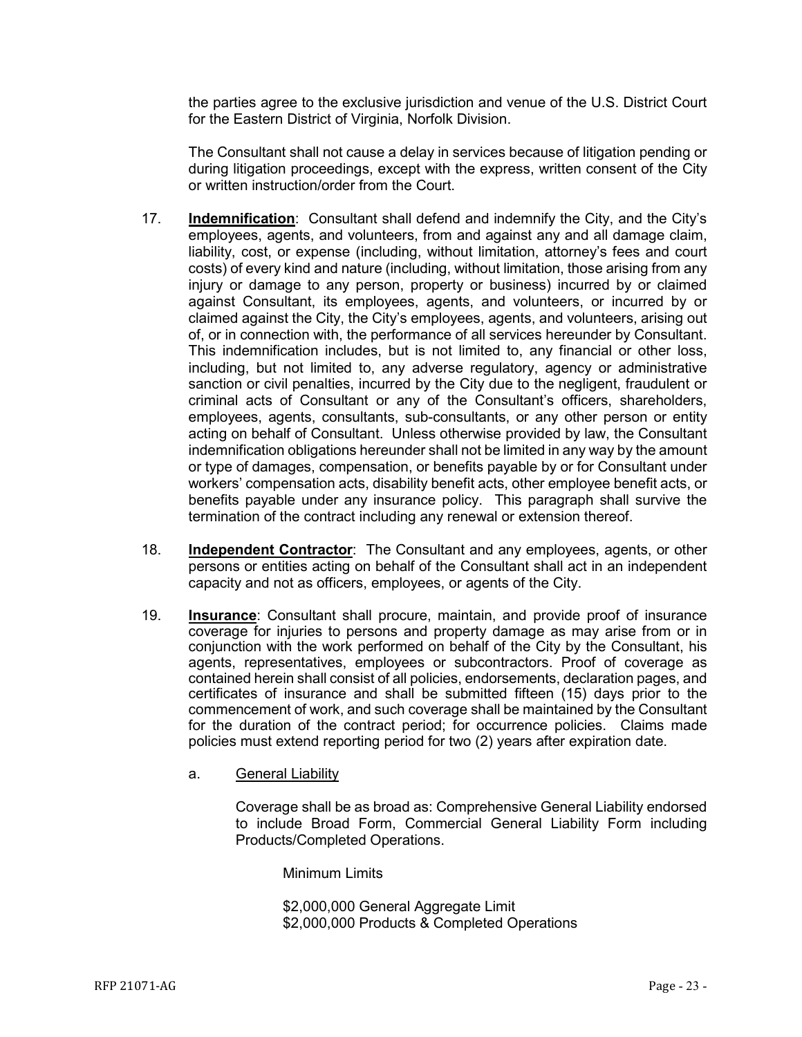the parties agree to the exclusive jurisdiction and venue of the U.S. District Court for the Eastern District of Virginia, Norfolk Division.

The Consultant shall not cause a delay in services because of litigation pending or during litigation proceedings, except with the express, written consent of the City or written instruction/order from the Court.

17. **Indemnification**: Consultant shall defend and indemnify the City, and the City's employees, agents, and volunteers, from and against any and all damage claim, liability, cost, or expense (including, without limitation, attorney's fees and court costs) of every kind and nature (including, without limitation, those arising from any injury or damage to any person, property or business) incurred by or claimed against Consultant, its employees, agents, and volunteers, or incurred by or claimed against the City, the City's employees, agents, and volunteers, arising out of, or in connection with, the performance of all services hereunder by Consultant. This indemnification includes, but is not limited to, any financial or other loss, including, but not limited to, any adverse regulatory, agency or administrative sanction or civil penalties, incurred by the City due to the negligent, fraudulent or criminal acts of Consultant or any of the Consultant's officers, shareholders, employees, agents, consultants, sub-consultants, or any other person or entity acting on behalf of Consultant. Unless otherwise provided by law, the Consultant indemnification obligations hereunder shall not be limited in any way by the amount or type of damages, compensation, or benefits payable by or for Consultant under workers' compensation acts, disability benefit acts, other employee benefit acts, or benefits payable under any insurance policy. This paragraph shall survive the termination of the contract including any renewal or extension thereof.

18. **Independent Contractor**: The Consultant and any employees, agents, or other persons or entities acting on behalf of the Consultant shall act in an independent capacity and not as officers, employees, or agents of the City.

19. **Insurance**: Consultant shall procure, maintain, and provide proof of insurance coverage for injuries to persons and property damage as may arise from or in conjunction with the work performed on behalf of the City by the Consultant, his agents, representatives, employees or subcontractors. Proof of coverage as contained herein shall consist of all policies, endorsements, declaration pages, and certificates of insurance and shall be submitted fifteen (15) days prior to the commencement of work, and such coverage shall be maintained by the Consultant for the duration of the contract period; for occurrence policies. Claims made policies must extend reporting period for two (2) years after expiration date.

    a. General Liability

        Coverage shall be as broad as: Comprehensive General Liability endorsed to include Broad Form, Commercial General Liability Form including Products/Completed Operations.

        Minimum Limits

        $2,000,000 General Aggregate Limit
        $2,000,000 Products & Completed Operations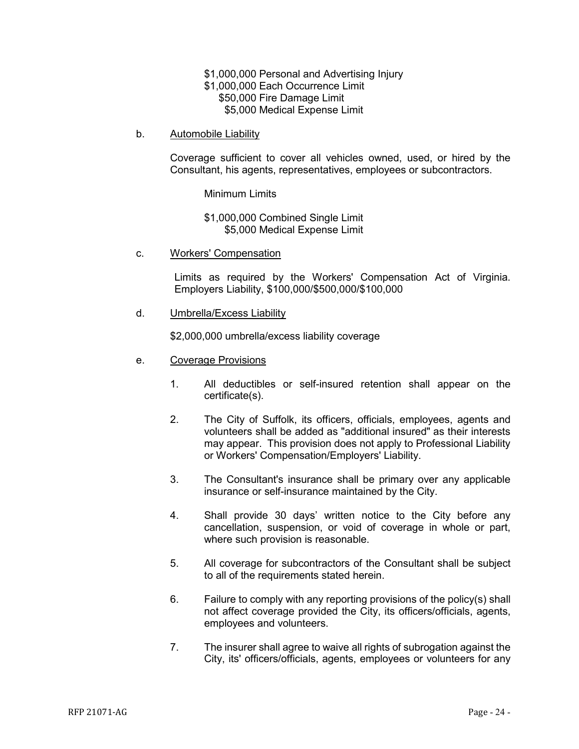$1,000,000 Personal and Advertising Injury
$1,000,000 Each Occurrence Limit
$50,000 Fire Damage Limit
$5,000 Medical Expense Limit

b. Automobile Liability

Coverage sufficient to cover all vehicles owned, used, or hired by the Consultant, his agents, representatives, employees or subcontractors.

Minimum Limits

$1,000,000 Combined Single Limit
$5,000 Medical Expense Limit

c. Workers' Compensation

Limits as required by the Workers' Compensation Act of Virginia. Employers Liability, $100,000/$500,000/$100,000

d. Umbrella/Excess Liability

$2,000,000 umbrella/excess liability coverage

e. Coverage Provisions

1. All deductibles or self-insured retention shall appear on the certificate(s).

2. The City of Suffolk, its officers, officials, employees, agents and volunteers shall be added as "additional insured" as their interests may appear. This provision does not apply to Professional Liability or Workers' Compensation/Employers' Liability.

3. The Consultant's insurance shall be primary over any applicable insurance or self-insurance maintained by the City.

4. Shall provide 30 days' written notice to the City before any cancellation, suspension, or void of coverage in whole or part, where such provision is reasonable.

5. All coverage for subcontractors of the Consultant shall be subject to all of the requirements stated herein.

6. Failure to comply with any reporting provisions of the policy(s) shall not affect coverage provided the City, its officers/officials, agents, employees and volunteers.

7. The insurer shall agree to waive all rights of subrogation against the City, its' officers/officials, agents, employees or volunteers for any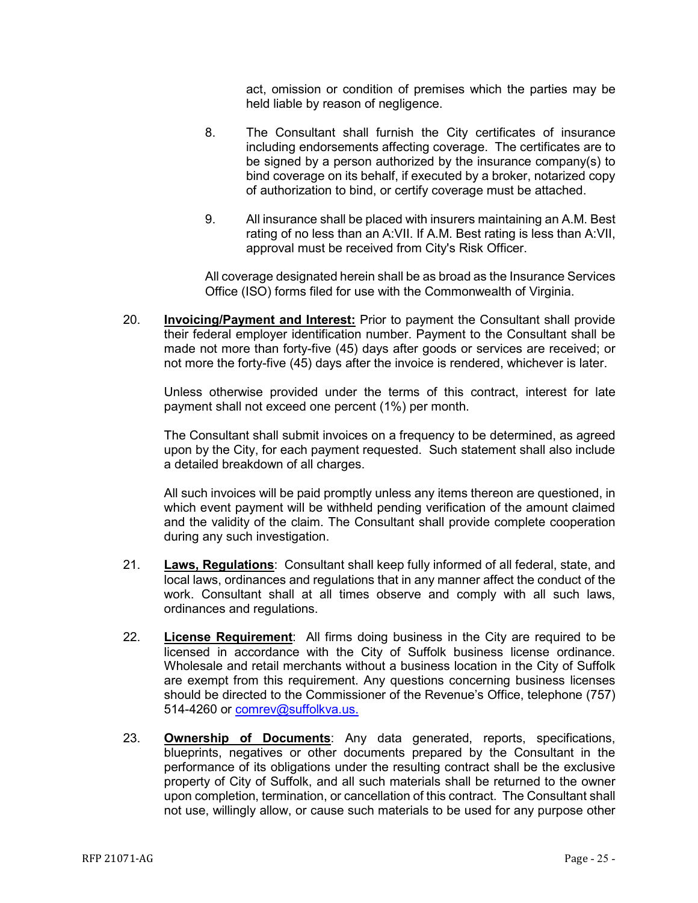act, omission or condition of premises which the parties may be held liable by reason of negligence.

8. The Consultant shall furnish the City certificates of insurance including endorsements affecting coverage. The certificates are to be signed by a person authorized by the insurance company(s) to bind coverage on its behalf, if executed by a broker, notarized copy of authorization to bind, or certify coverage must be attached.

9. All insurance shall be placed with insurers maintaining an A.M. Best rating of no less than an A:VII. If A.M. Best rating is less than A:VII, approval must be received from City's Risk Officer.

All coverage designated herein shall be as broad as the Insurance Services Office (ISO) forms filed for use with the Commonwealth of Virginia.

20. **Invoicing/Payment and Interest:** Prior to payment the Consultant shall provide their federal employer identification number. Payment to the Consultant shall be made not more than forty-five (45) days after goods or services are received; or not more the forty-five (45) days after the invoice is rendered, whichever is later.

Unless otherwise provided under the terms of this contract, interest for late payment shall not exceed one percent (1%) per month.

The Consultant shall submit invoices on a frequency to be determined, as agreed upon by the City, for each payment requested. Such statement shall also include a detailed breakdown of all charges.

All such invoices will be paid promptly unless any items thereon are questioned, in which event payment will be withheld pending verification of the amount claimed and the validity of the claim. The Consultant shall provide complete cooperation during any such investigation.

21. **Laws, Regulations**: Consultant shall keep fully informed of all federal, state, and local laws, ordinances and regulations that in any manner affect the conduct of the work. Consultant shall at all times observe and comply with all such laws, ordinances and regulations.

22. **License Requirement**: All firms doing business in the City are required to be licensed in accordance with the City of Suffolk business license ordinance. Wholesale and retail merchants without a business location in the City of Suffolk are exempt from this requirement. Any questions concerning business licenses should be directed to the Commissioner of the Revenue's Office, telephone (757) 514-4260 or comrev@suffolkva.us.

23. **Ownership of Documents**: Any data generated, reports, specifications, blueprints, negatives or other documents prepared by the Consultant in the performance of its obligations under the resulting contract shall be the exclusive property of City of Suffolk, and all such materials shall be returned to the owner upon completion, termination, or cancellation of this contract. The Consultant shall not use, willingly allow, or cause such materials to be used for any purpose other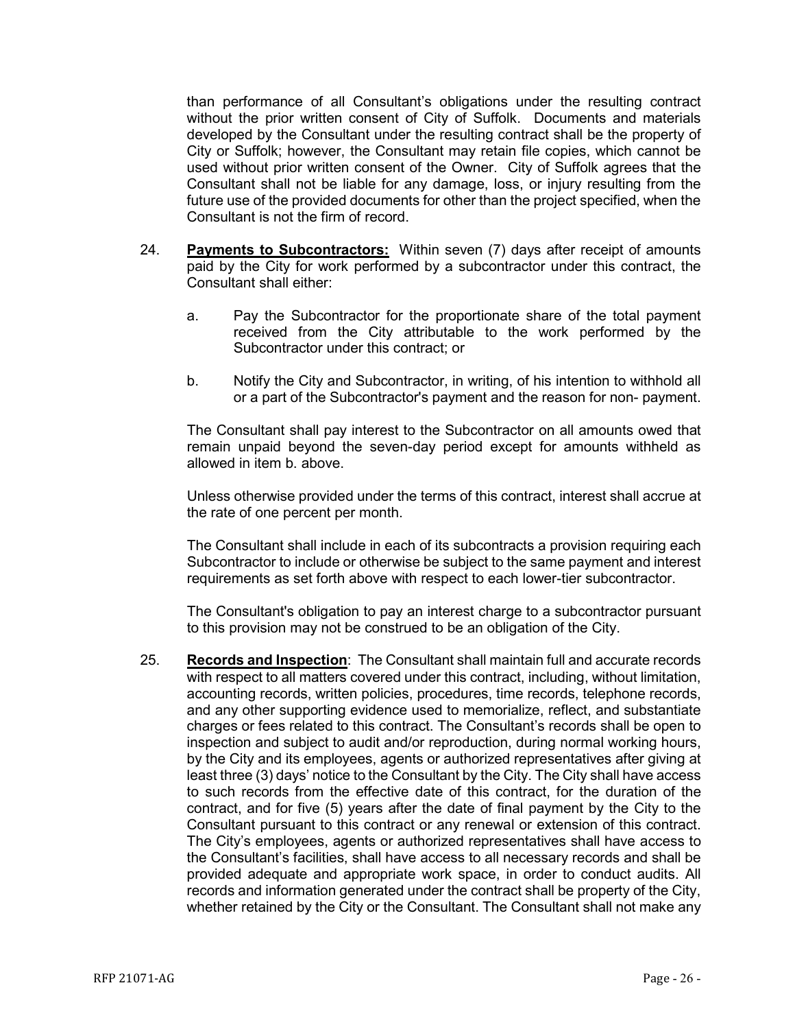than performance of all Consultant's obligations under the resulting contract without the prior written consent of City of Suffolk. Documents and materials developed by the Consultant under the resulting contract shall be the property of City or Suffolk; however, the Consultant may retain file copies, which cannot be used without prior written consent of the Owner. City of Suffolk agrees that the Consultant shall not be liable for any damage, loss, or injury resulting from the future use of the provided documents for other than the project specified, when the Consultant is not the firm of record.

24. **Payments to Subcontractors:** Within seven (7) days after receipt of amounts paid by the City for work performed by a subcontractor under this contract, the Consultant shall either:

    a. Pay the Subcontractor for the proportionate share of the total payment received from the City attributable to the work performed by the Subcontractor under this contract; or

    b. Notify the City and Subcontractor, in writing, of his intention to withhold all or a part of the Subcontractor's payment and the reason for non- payment.

    The Consultant shall pay interest to the Subcontractor on all amounts owed that remain unpaid beyond the seven-day period except for amounts withheld as allowed in item b. above.

    Unless otherwise provided under the terms of this contract, interest shall accrue at the rate of one percent per month.

    The Consultant shall include in each of its subcontracts a provision requiring each Subcontractor to include or otherwise be subject to the same payment and interest requirements as set forth above with respect to each lower-tier subcontractor.

    The Consultant's obligation to pay an interest charge to a subcontractor pursuant to this provision may not be construed to be an obligation of the City.

25. **Records and Inspection**: The Consultant shall maintain full and accurate records with respect to all matters covered under this contract, including, without limitation, accounting records, written policies, procedures, time records, telephone records, and any other supporting evidence used to memorialize, reflect, and substantiate charges or fees related to this contract. The Consultant's records shall be open to inspection and subject to audit and/or reproduction, during normal working hours, by the City and its employees, agents or authorized representatives after giving at least three (3) days' notice to the Consultant by the City. The City shall have access to such records from the effective date of this contract, for the duration of the contract, and for five (5) years after the date of final payment by the City to the Consultant pursuant to this contract or any renewal or extension of this contract. The City's employees, agents or authorized representatives shall have access to the Consultant's facilities, shall have access to all necessary records and shall be provided adequate and appropriate work space, in order to conduct audits. All records and information generated under the contract shall be property of the City, whether retained by the City or the Consultant. The Consultant shall not make any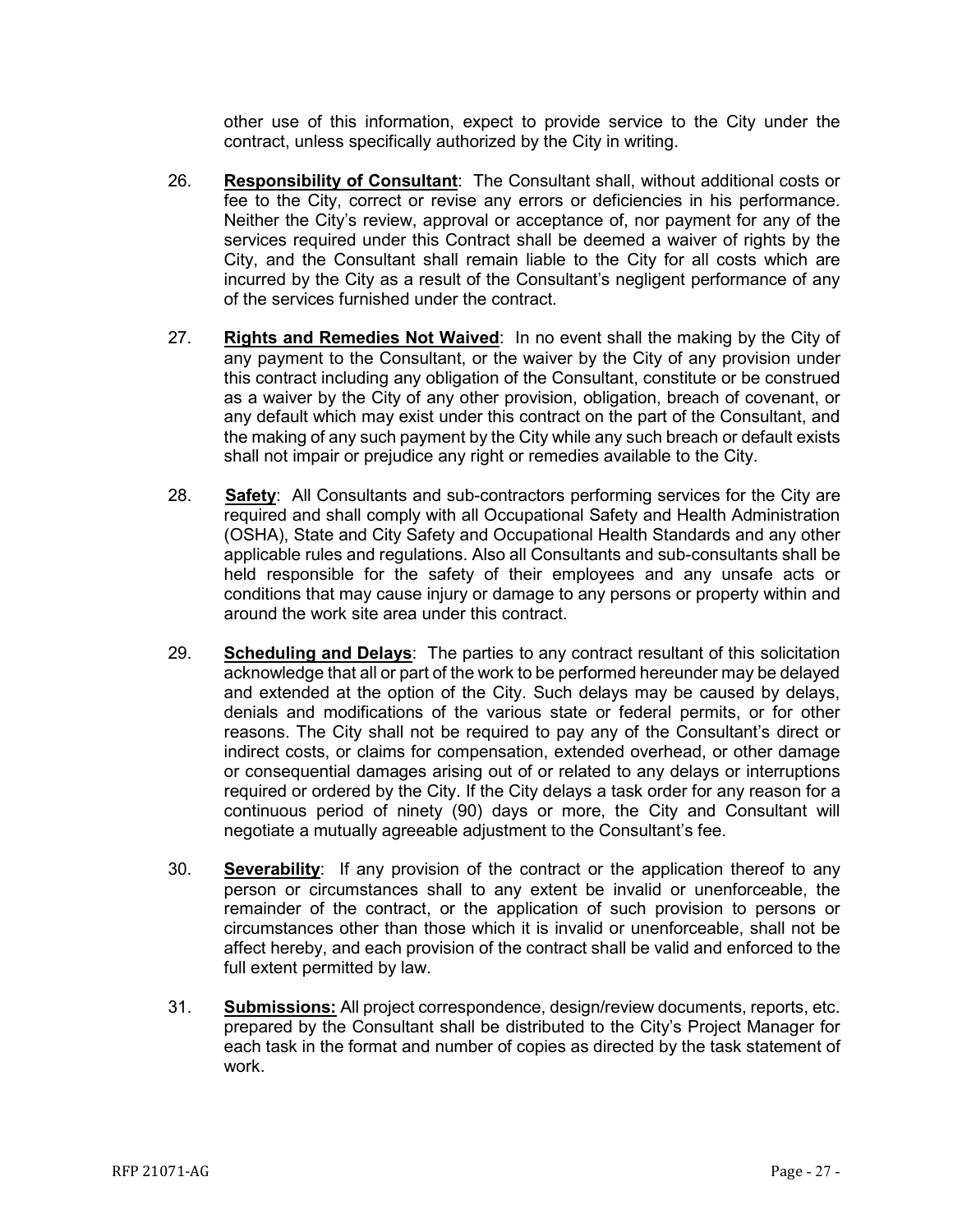other use of this information, expect to provide service to the City under the contract, unless specifically authorized by the City in writing.

26. **Responsibility of Consultant**: The Consultant shall, without additional costs or fee to the City, correct or revise any errors or deficiencies in his performance. Neither the City's review, approval or acceptance of, nor payment for any of the services required under this Contract shall be deemed a waiver of rights by the City, and the Consultant shall remain liable to the City for all costs which are incurred by the City as a result of the Consultant's negligent performance of any of the services furnished under the contract.

27. **Rights and Remedies Not Waived**: In no event shall the making by the City of any payment to the Consultant, or the waiver by the City of any provision under this contract including any obligation of the Consultant, constitute or be construed as a waiver by the City of any other provision, obligation, breach of covenant, or any default which may exist under this contract on the part of the Consultant, and the making of any such payment by the City while any such breach or default exists shall not impair or prejudice any right or remedies available to the City.

28. **Safety**: All Consultants and sub-contractors performing services for the City are required and shall comply with all Occupational Safety and Health Administration (OSHA), State and City Safety and Occupational Health Standards and any other applicable rules and regulations. Also all Consultants and sub-consultants shall be held responsible for the safety of their employees and any unsafe acts or conditions that may cause injury or damage to any persons or property within and around the work site area under this contract.

29. **Scheduling and Delays**: The parties to any contract resultant of this solicitation acknowledge that all or part of the work to be performed hereunder may be delayed and extended at the option of the City. Such delays may be caused by delays, denials and modifications of the various state or federal permits, or for other reasons. The City shall not be required to pay any of the Consultant's direct or indirect costs, or claims for compensation, extended overhead, or other damage or consequential damages arising out of or related to any delays or interruptions required or ordered by the City. If the City delays a task order for any reason for a continuous period of ninety (90) days or more, the City and Consultant will negotiate a mutually agreeable adjustment to the Consultant's fee.

30. **Severability**: If any provision of the contract or the application thereof to any person or circumstances shall to any extent be invalid or unenforceable, the remainder of the contract, or the application of such provision to persons or circumstances other than those which it is invalid or unenforceable, shall not be affect hereby, and each provision of the contract shall be valid and enforced to the full extent permitted by law.

31. **Submissions:** All project correspondence, design/review documents, reports, etc. prepared by the Consultant shall be distributed to the City's Project Manager for each task in the format and number of copies as directed by the task statement of work.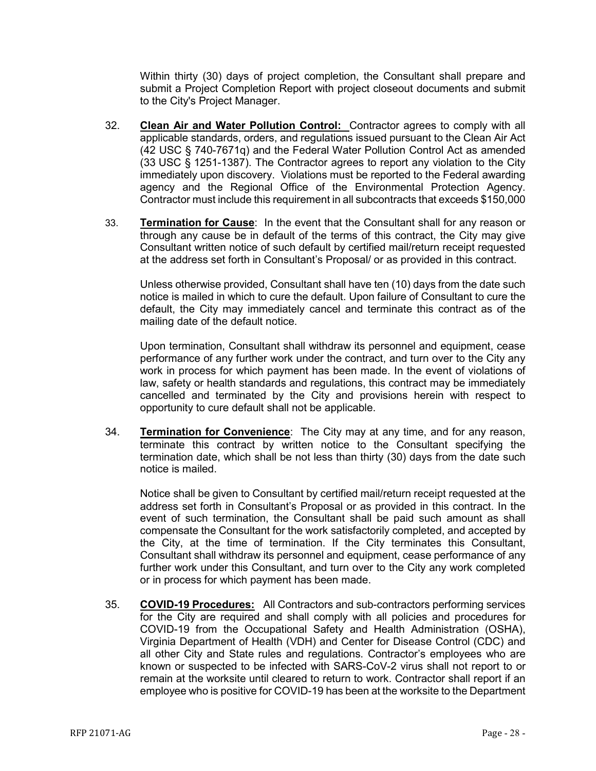Within thirty (30) days of project completion, the Consultant shall prepare and submit a Project Completion Report with project closeout documents and submit to the City's Project Manager.

32. **Clean Air and Water Pollution Control:** Contractor agrees to comply with all applicable standards, orders, and regulations issued pursuant to the Clean Air Act (42 USC § 740-7671q) and the Federal Water Pollution Control Act as amended (33 USC § 1251-1387). The Contractor agrees to report any violation to the City immediately upon discovery. Violations must be reported to the Federal awarding agency and the Regional Office of the Environmental Protection Agency. Contractor must include this requirement in all subcontracts that exceeds $150,000

33. **Termination for Cause**: In the event that the Consultant shall for any reason or through any cause be in default of the terms of this contract, the City may give Consultant written notice of such default by certified mail/return receipt requested at the address set forth in Consultant's Proposal/ or as provided in this contract.

    Unless otherwise provided, Consultant shall have ten (10) days from the date such notice is mailed in which to cure the default. Upon failure of Consultant to cure the default, the City may immediately cancel and terminate this contract as of the mailing date of the default notice.

    Upon termination, Consultant shall withdraw its personnel and equipment, cease performance of any further work under the contract, and turn over to the City any work in process for which payment has been made. In the event of violations of law, safety or health standards and regulations, this contract may be immediately cancelled and terminated by the City and provisions herein with respect to opportunity to cure default shall not be applicable.

34. **Termination for Convenience**: The City may at any time, and for any reason, terminate this contract by written notice to the Consultant specifying the termination date, which shall be not less than thirty (30) days from the date such notice is mailed.

    Notice shall be given to Consultant by certified mail/return receipt requested at the address set forth in Consultant's Proposal or as provided in this contract. In the event of such termination, the Consultant shall be paid such amount as shall compensate the Consultant for the work satisfactorily completed, and accepted by the City, at the time of termination. If the City terminates this Consultant, Consultant shall withdraw its personnel and equipment, cease performance of any further work under this Consultant, and turn over to the City any work completed or in process for which payment has been made.

35. **COVID-19 Procedures:** All Contractors and sub-contractors performing services for the City are required and shall comply with all policies and procedures for COVID-19 from the Occupational Safety and Health Administration (OSHA), Virginia Department of Health (VDH) and Center for Disease Control (CDC) and all other City and State rules and regulations. Contractor's employees who are known or suspected to be infected with SARS-CoV-2 virus shall not report to or remain at the worksite until cleared to return to work. Contractor shall report if an employee who is positive for COVID-19 has been at the worksite to the Department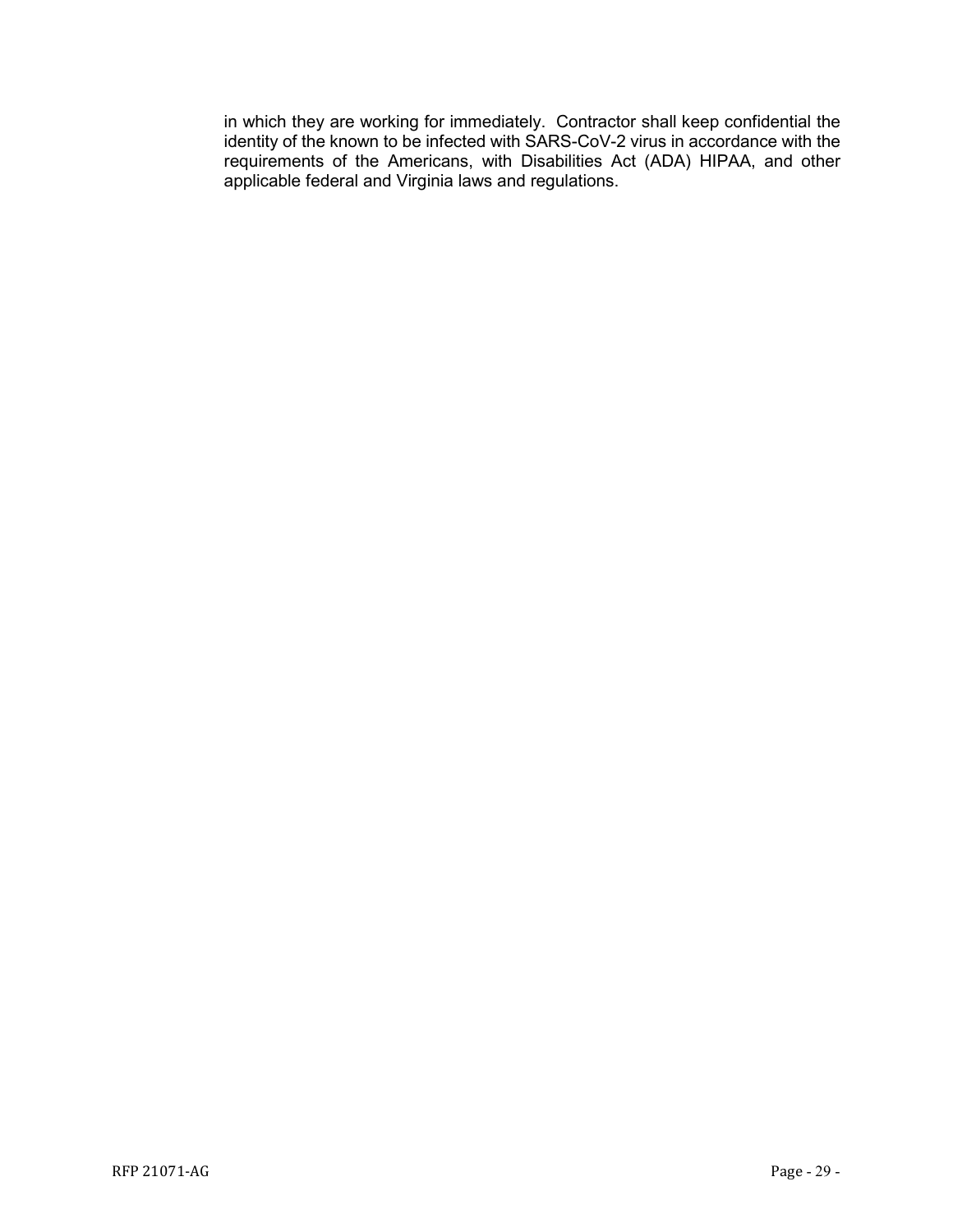in which they are working for immediately. Contractor shall keep confidential the identity of the known to be infected with SARS-CoV-2 virus in accordance with the requirements of the Americans, with Disabilities Act (ADA) HIPAA, and other applicable federal and Virginia laws and regulations.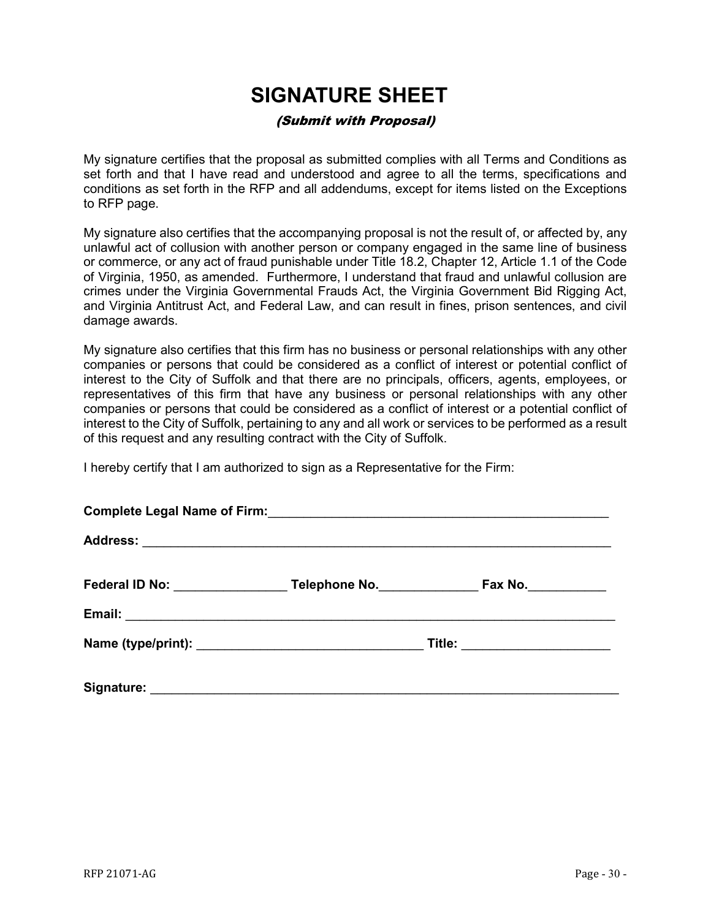# SIGNATURE SHEET

*(Submit with Proposal)*

My signature certifies that the proposal as submitted complies with all Terms and Conditions as set forth and that I have read and understood and agree to all the terms, specifications and conditions as set forth in the RFP and all addendums, except for items listed on the Exceptions to RFP page.

My signature also certifies that the accompanying proposal is not the result of, or affected by, any unlawful act of collusion with another person or company engaged in the same line of business or commerce, or any act of fraud punishable under Title 18.2, Chapter 12, Article 1.1 of the Code of Virginia, 1950, as amended. Furthermore, I understand that fraud and unlawful collusion are crimes under the Virginia Governmental Frauds Act, the Virginia Government Bid Rigging Act, and Virginia Antitrust Act, and Federal Law, and can result in fines, prison sentences, and civil damage awards.

My signature also certifies that this firm has no business or personal relationships with any other companies or persons that could be considered as a conflict of interest or potential conflict of interest to the City of Suffolk and that there are no principals, officers, agents, employees, or representatives of this firm that have any business or personal relationships with any other companies or persons that could be considered as a conflict of interest or a potential conflict of interest to the City of Suffolk, pertaining to any and all work or services to be performed as a result of this request and any resulting contract with the City of Suffolk.

I hereby certify that I am authorized to sign as a Representative for the Firm:

**Complete Legal Name of Firm:**__________________________________________________

**Address:** ______________________________________________________________________

**Federal ID No:** ________________ **Telephone No.**______________ **Fax No.**___________

**Email:** ________________________________________________________________________

**Name (type/print):** ________________________________ **Title:** _____________________

**Signature:** _____________________________________________________________________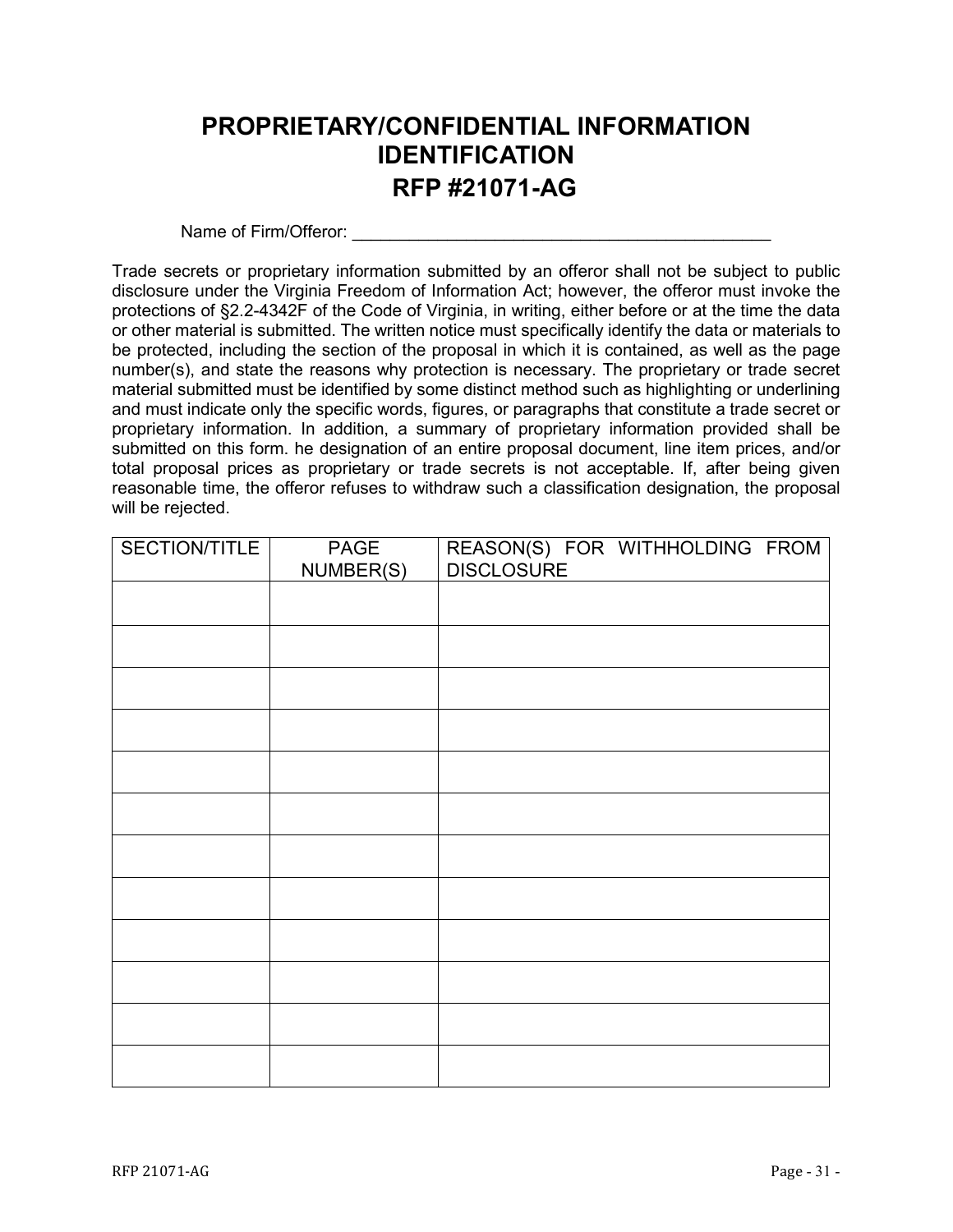# PROPRIETARY/CONFIDENTIAL INFORMATION IDENTIFICATION
# RFP #21071-AG

Name of Firm/Offeror: _____________________________________________

Trade secrets or proprietary information submitted by an offeror shall not be subject to public disclosure under the Virginia Freedom of Information Act; however, the offeror must invoke the protections of §2.2-4342F of the Code of Virginia, in writing, either before or at the time the data or other material is submitted. The written notice must specifically identify the data or materials to be protected, including the section of the proposal in which it is contained, as well as the page number(s), and state the reasons why protection is necessary. The proprietary or trade secret material submitted must be identified by some distinct method such as highlighting or underlining and must indicate only the specific words, figures, or paragraphs that constitute a trade secret or proprietary information. In addition, a summary of proprietary information provided shall be submitted on this form. he designation of an entire proposal document, line item prices, and/or total proposal prices as proprietary or trade secrets is not acceptable. If, after being given reasonable time, the offeror refuses to withdraw such a classification designation, the proposal will be rejected.

| SECTION/TITLE | PAGE NUMBER(S) | REASON(S) FOR WITHHOLDING FROM DISCLOSURE |
|---|---|---|
| | | |
| | | |
| | | |
| | | |
| | | |
| | | |
| | | |
| | | |
| | | |
| | | |
| | | |
| | | |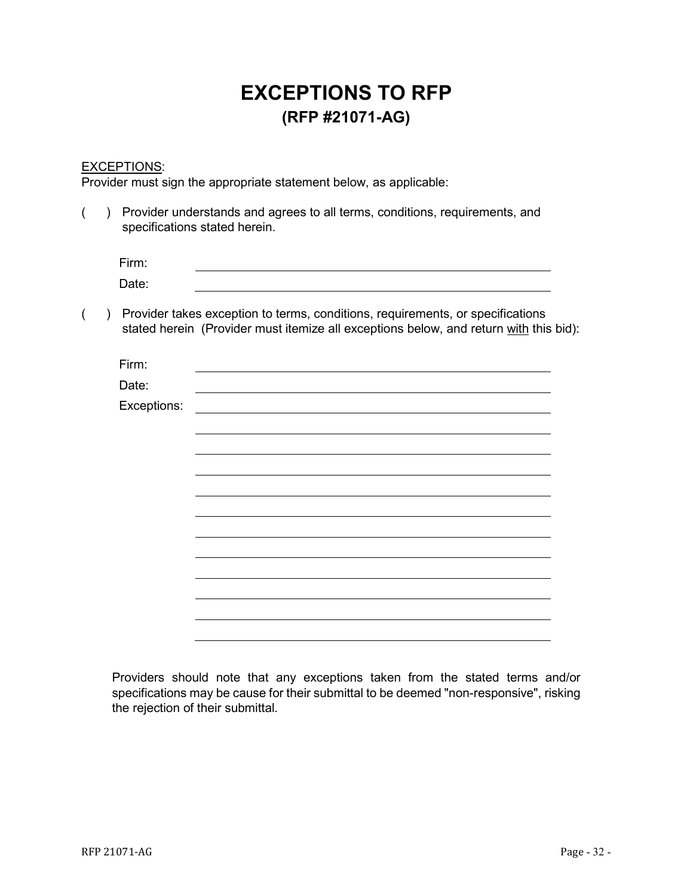# EXCEPTIONS TO RFP

## (RFP #21071-AG)

<u>EXCEPTIONS</u>:
Provider must sign the appropriate statement below, as applicable:

(  ) Provider understands and agrees to all terms, conditions, requirements, and specifications stated herein.

Firm: ______________________________________________

Date: ______________________________________________

(  ) Provider takes exception to terms, conditions, requirements, or specifications stated herein (Provider must itemize all exceptions below, and return <u>with</u> this bid):

Firm: ______________________________________________

Date: ______________________________________________

Exceptions: ______________________________________________

______________________________________________

______________________________________________

______________________________________________

______________________________________________

______________________________________________

______________________________________________

______________________________________________

______________________________________________

______________________________________________

______________________________________________

______________________________________________

Providers should note that any exceptions taken from the stated terms and/or specifications may be cause for their submittal to be deemed "non-responsive", risking the rejection of their submittal.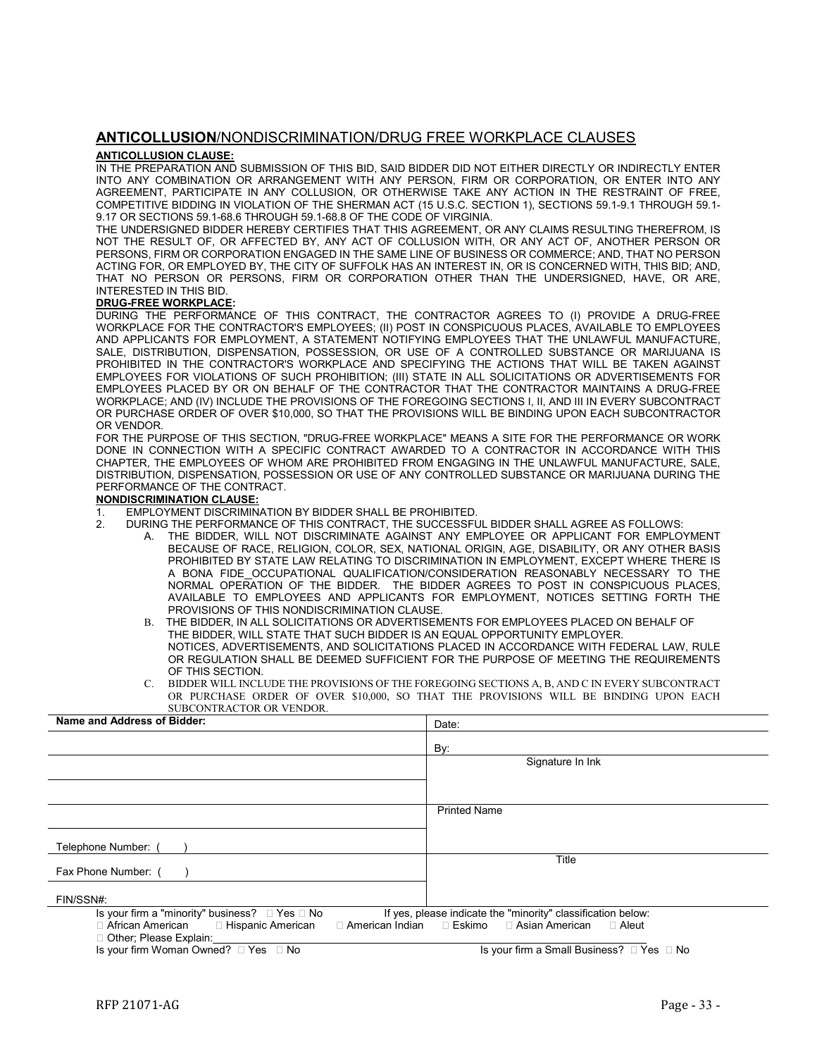## **ANTICOLLUSION**/NONDISCRIMINATION/DRUG FREE WORKPLACE CLAUSES

**ANTICOLLUSION CLAUSE:**

IN THE PREPARATION AND SUBMISSION OF THIS BID, SAID BIDDER DID NOT EITHER DIRECTLY OR INDIRECTLY ENTER INTO ANY COMBINATION OR ARRANGEMENT WITH ANY PERSON, FIRM OR CORPORATION, OR ENTER INTO ANY AGREEMENT, PARTICIPATE IN ANY COLLUSION, OR OTHERWISE TAKE ANY ACTION IN THE RESTRAINT OF FREE, COMPETITIVE BIDDING IN VIOLATION OF THE SHERMAN ACT (15 U.S.C. SECTION 1), SECTIONS 59.1-9.1 THROUGH 59.1-9.17 OR SECTIONS 59.1-68.6 THROUGH 59.1-68.8 OF THE CODE OF VIRGINIA.

THE UNDERSIGNED BIDDER HEREBY CERTIFIES THAT THIS AGREEMENT, OR ANY CLAIMS RESULTING THEREFROM, IS NOT THE RESULT OF, OR AFFECTED BY, ANY ACT OF COLLUSION WITH, OR ANY ACT OF, ANOTHER PERSON OR PERSONS, FIRM OR CORPORATION ENGAGED IN THE SAME LINE OF BUSINESS OR COMMERCE; AND, THAT NO PERSON ACTING FOR, OR EMPLOYED BY, THE CITY OF SUFFOLK HAS AN INTEREST IN, OR IS CONCERNED WITH, THIS BID; AND, THAT NO PERSON OR PERSONS, FIRM OR CORPORATION OTHER THAN THE UNDERSIGNED, HAVE, OR ARE, INTERESTED IN THIS BID.

**DRUG-FREE WORKPLACE:**

DURING THE PERFORMANCE OF THIS CONTRACT, THE CONTRACTOR AGREES TO (I) PROVIDE A DRUG-FREE WORKPLACE FOR THE CONTRACTOR'S EMPLOYEES; (II) POST IN CONSPICUOUS PLACES, AVAILABLE TO EMPLOYEES AND APPLICANTS FOR EMPLOYMENT, A STATEMENT NOTIFYING EMPLOYEES THAT THE UNLAWFUL MANUFACTURE, SALE, DISTRIBUTION, DISPENSATION, POSSESSION, OR USE OF A CONTROLLED SUBSTANCE OR MARIJUANA IS PROHIBITED IN THE CONTRACTOR'S WORKPLACE AND SPECIFYING THE ACTIONS THAT WILL BE TAKEN AGAINST EMPLOYEES FOR VIOLATIONS OF SUCH PROHIBITION; (III) STATE IN ALL SOLICITATIONS OR ADVERTISEMENTS FOR EMPLOYEES PLACED BY OR ON BEHALF OF THE CONTRACTOR THAT THE CONTRACTOR MAINTAINS A DRUG-FREE WORKPLACE; AND (IV) INCLUDE THE PROVISIONS OF THE FOREGOING SECTIONS I, II, AND III IN EVERY SUBCONTRACT OR PURCHASE ORDER OF OVER $10,000, SO THAT THE PROVISIONS WILL BE BINDING UPON EACH SUBCONTRACTOR OR VENDOR.

FOR THE PURPOSE OF THIS SECTION, "DRUG-FREE WORKPLACE" MEANS A SITE FOR THE PERFORMANCE OR WORK DONE IN CONNECTION WITH A SPECIFIC CONTRACT AWARDED TO A CONTRACTOR IN ACCORDANCE WITH THIS CHAPTER, THE EMPLOYEES OF WHOM ARE PROHIBITED FROM ENGAGING IN THE UNLAWFUL MANUFACTURE, SALE, DISTRIBUTION, DISPENSATION, POSSESSION OR USE OF ANY CONTROLLED SUBSTANCE OR MARIJUANA DURING THE PERFORMANCE OF THE CONTRACT.

**NONDISCRIMINATION CLAUSE:**

1. EMPLOYMENT DISCRIMINATION BY BIDDER SHALL BE PROHIBITED.
2. DURING THE PERFORMANCE OF THIS CONTRACT, THE SUCCESSFUL BIDDER SHALL AGREE AS FOLLOWS:
   - A. THE BIDDER, WILL NOT DISCRIMINATE AGAINST ANY EMPLOYEE OR APPLICANT FOR EMPLOYMENT BECAUSE OF RACE, RELIGION, COLOR, SEX, NATIONAL ORIGIN, AGE, DISABILITY, OR ANY OTHER BASIS PROHIBITED BY STATE LAW RELATING TO DISCRIMINATION IN EMPLOYMENT, EXCEPT WHERE THERE IS A BONA FIDE_OCCUPATIONAL QUALIFICATION/CONSIDERATION REASONABLY NECESSARY TO THE NORMAL OPERATION OF THE BIDDER. THE BIDDER AGREES TO POST IN CONSPICUOUS PLACES, AVAILABLE TO EMPLOYEES AND APPLICANTS FOR EMPLOYMENT, NOTICES SETTING FORTH THE PROVISIONS OF THIS NONDISCRIMINATION CLAUSE.
   - B. THE BIDDER, IN ALL SOLICITATIONS OR ADVERTISEMENTS FOR EMPLOYEES PLACED ON BEHALF OF THE BIDDER, WILL STATE THAT SUCH BIDDER IS AN EQUAL OPPORTUNITY EMPLOYER. NOTICES, ADVERTISEMENTS, AND SOLICITATIONS PLACED IN ACCORDANCE WITH FEDERAL LAW, RULE OR REGULATION SHALL BE DEEMED SUFFICIENT FOR THE PURPOSE OF MEETING THE REQUIREMENTS OF THIS SECTION.
   - C. BIDDER WILL INCLUDE THE PROVISIONS OF THE FOREGOING SECTIONS A, B, AND C IN EVERY SUBCONTRACT OR PURCHASE ORDER OF OVER $10,000, SO THAT THE PROVISIONS WILL BE BINDING UPON EACH SUBCONTRACTOR OR VENDOR.

| **Name and Address of Bidder:** | Date: |
|---|---|
| | By: |
| | Signature In Ink |
| | |
| | Printed Name |
| Telephone Number: ( ) | |
| Fax Phone Number: ( ) | Title |
| FIN/SSN#: | |

Is your firm a "minority" business? ☐ Yes ☐ No If yes, please indicate the "minority" classification below:

☐ African American ☐ Hispanic American ☐ American Indian ☐ Eskimo ☐ Asian American ☐ Aleut

☐ Other; Please Explain:______________________________

Is your firm Woman Owned? ☐ Yes ☐ No Is your firm a Small Business? ☐ Yes ☐ No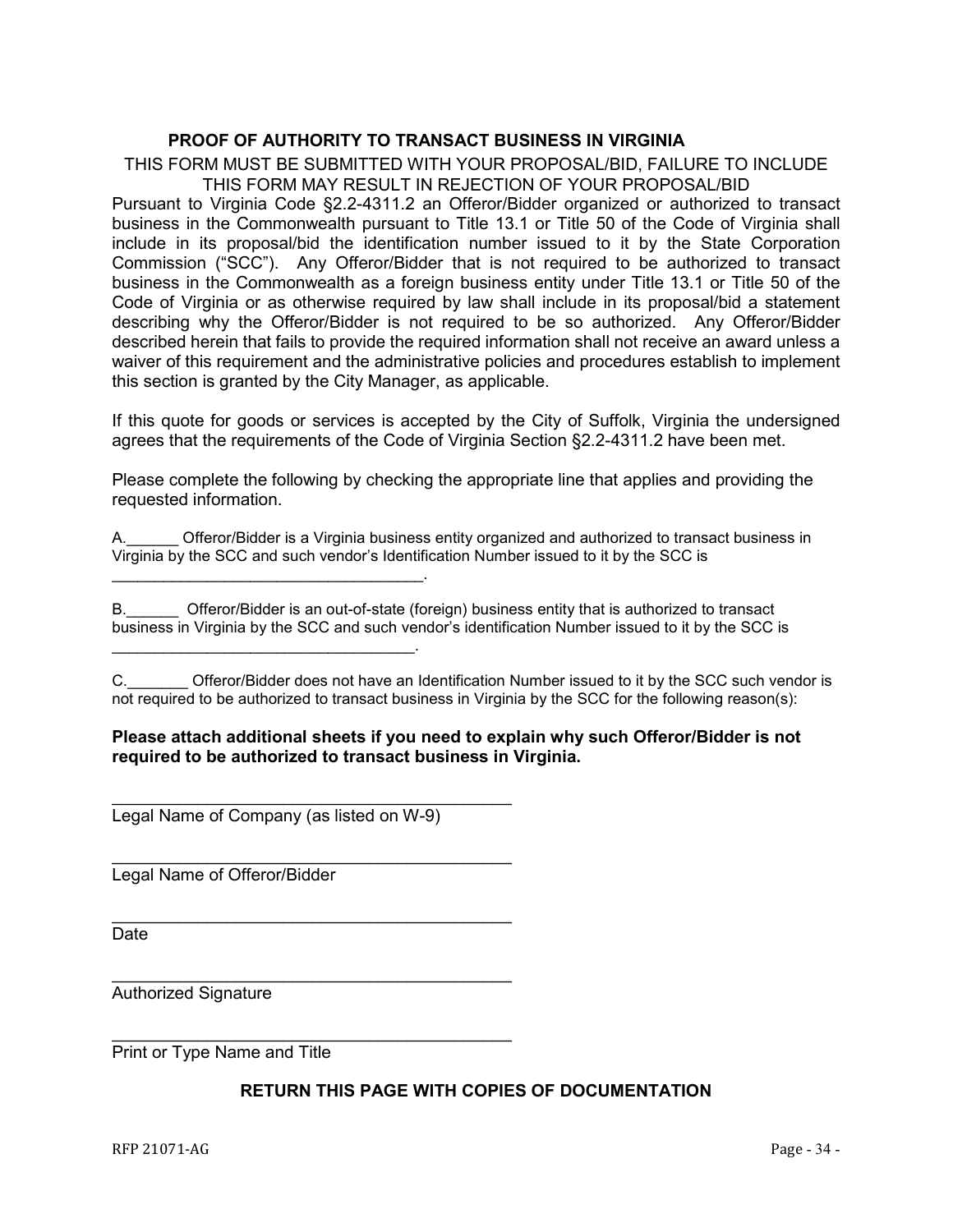## PROOF OF AUTHORITY TO TRANSACT BUSINESS IN VIRGINIA

THIS FORM MUST BE SUBMITTED WITH YOUR PROPOSAL/BID, FAILURE TO INCLUDE THIS FORM MAY RESULT IN REJECTION OF YOUR PROPOSAL/BID

Pursuant to Virginia Code §2.2-4311.2 an Offeror/Bidder organized or authorized to transact business in the Commonwealth pursuant to Title 13.1 or Title 50 of the Code of Virginia shall include in its proposal/bid the identification number issued to it by the State Corporation Commission ("SCC"). Any Offeror/Bidder that is not required to be authorized to transact business in the Commonwealth as a foreign business entity under Title 13.1 or Title 50 of the Code of Virginia or as otherwise required by law shall include in its proposal/bid a statement describing why the Offeror/Bidder is not required to be so authorized. Any Offeror/Bidder described herein that fails to provide the required information shall not receive an award unless a waiver of this requirement and the administrative policies and procedures establish to implement this section is granted by the City Manager, as applicable.

If this quote for goods or services is accepted by the City of Suffolk, Virginia the undersigned agrees that the requirements of the Code of Virginia Section §2.2-4311.2 have been met.

Please complete the following by checking the appropriate line that applies and providing the requested information.

A.______ Offeror/Bidder is a Virginia business entity organized and authorized to transact business in Virginia by the SCC and such vendor's Identification Number issued to it by the SCC is ___________________________________.

B.______ Offeror/Bidder is an out-of-state (foreign) business entity that is authorized to transact business in Virginia by the SCC and such vendor's identification Number issued to it by the SCC is __________________________________.

C._______ Offeror/Bidder does not have an Identification Number issued to it by the SCC such vendor is not required to be authorized to transact business in Virginia by the SCC for the following reason(s):

**Please attach additional sheets if you need to explain why such Offeror/Bidder is not required to be authorized to transact business in Virginia.**

___________________________________________
Legal Name of Company (as listed on W-9)

___________________________________________
Legal Name of Offeror/Bidder

___________________________________________
Date

___________________________________________
Authorized Signature

___________________________________________
Print or Type Name and Title

**RETURN THIS PAGE WITH COPIES OF DOCUMENTATION**